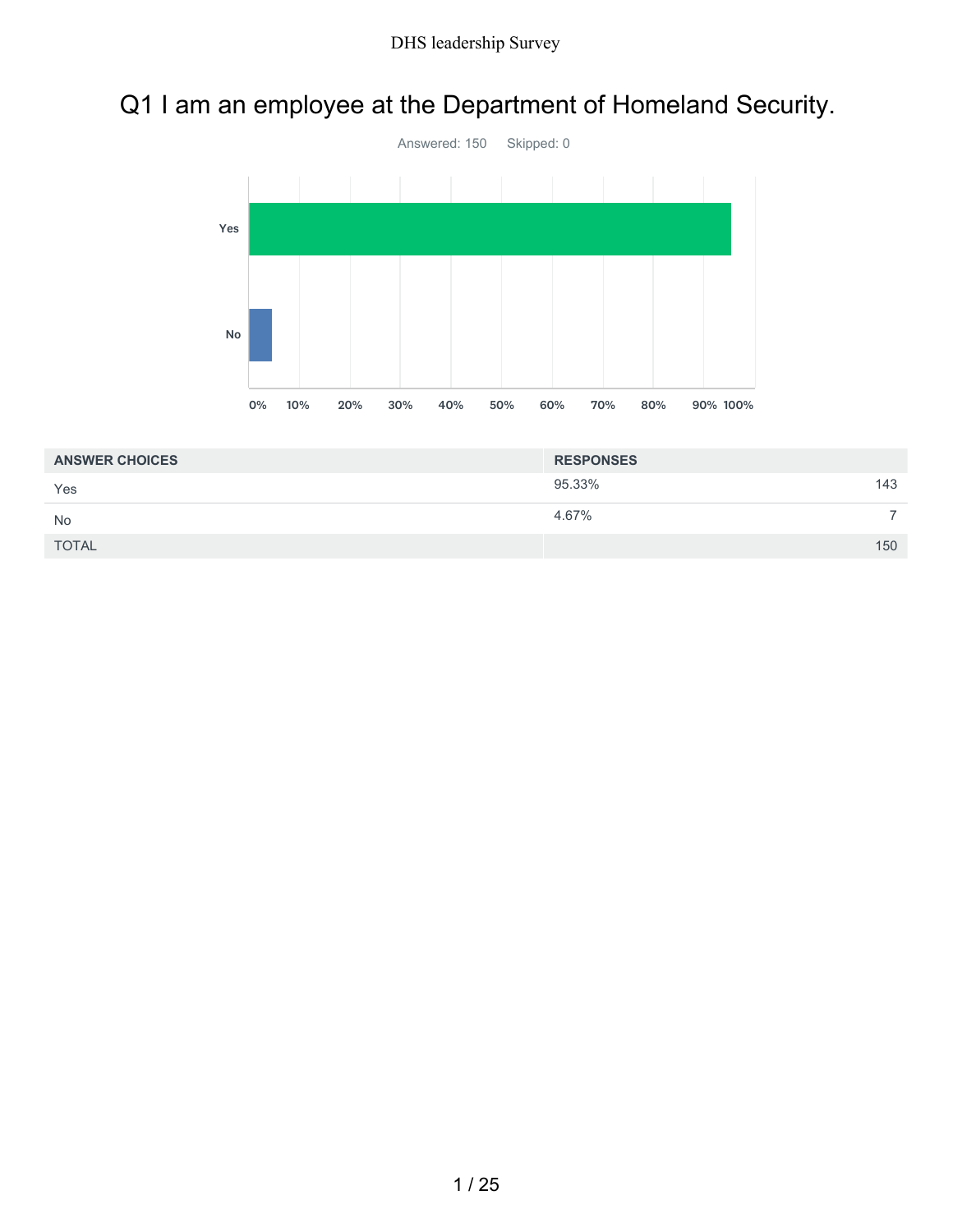# Q1 I am an employee at the Department of Homeland Security.

Answered: 150    Skipped: 0

| ANSWER CHOICES | RESPONSES | |
|---|---|---|
| Yes | 95.33% | 143 |
| No | 4.67% | 7 |
| TOTAL | | 150 |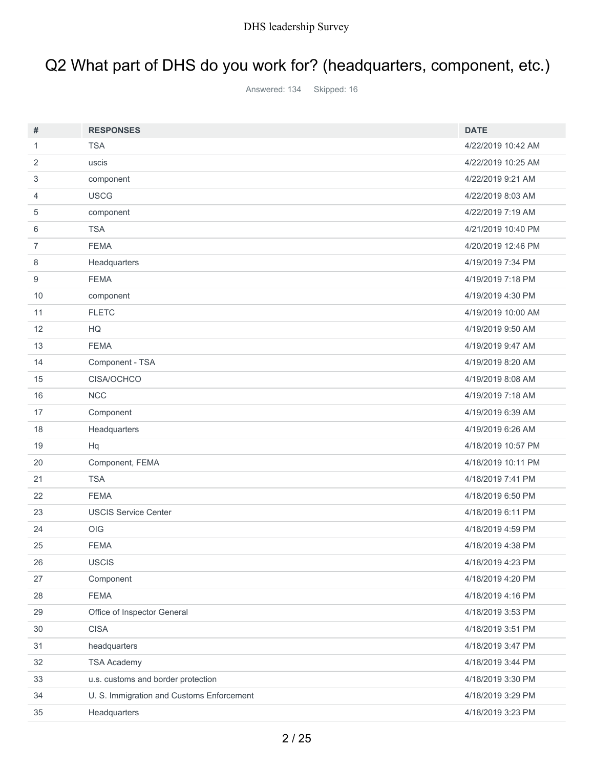## Q2 What part of DHS do you work for? (headquarters, component, etc.)

Answered: 134 Skipped: 16

| # | RESPONSES | DATE |
|---|---|---|
| 1 | TSA | 4/22/2019 10:42 AM |
| 2 | uscis | 4/22/2019 10:25 AM |
| 3 | component | 4/22/2019 9:21 AM |
| 4 | USCG | 4/22/2019 8:03 AM |
| 5 | component | 4/22/2019 7:19 AM |
| 6 | TSA | 4/21/2019 10:40 PM |
| 7 | FEMA | 4/20/2019 12:46 PM |
| 8 | Headquarters | 4/19/2019 7:34 PM |
| 9 | FEMA | 4/19/2019 7:18 PM |
| 10 | component | 4/19/2019 4:30 PM |
| 11 | FLETC | 4/19/2019 10:00 AM |
| 12 | HQ | 4/19/2019 9:50 AM |
| 13 | FEMA | 4/19/2019 9:47 AM |
| 14 | Component - TSA | 4/19/2019 8:20 AM |
| 15 | CISA/OCHCO | 4/19/2019 8:08 AM |
| 16 | NCC | 4/19/2019 7:18 AM |
| 17 | Component | 4/19/2019 6:39 AM |
| 18 | Headquarters | 4/19/2019 6:26 AM |
| 19 | Hq | 4/18/2019 10:57 PM |
| 20 | Component, FEMA | 4/18/2019 10:11 PM |
| 21 | TSA | 4/18/2019 7:41 PM |
| 22 | FEMA | 4/18/2019 6:50 PM |
| 23 | USCIS Service Center | 4/18/2019 6:11 PM |
| 24 | OIG | 4/18/2019 4:59 PM |
| 25 | FEMA | 4/18/2019 4:38 PM |
| 26 | USCIS | 4/18/2019 4:23 PM |
| 27 | Component | 4/18/2019 4:20 PM |
| 28 | FEMA | 4/18/2019 4:16 PM |
| 29 | Office of Inspector General | 4/18/2019 3:53 PM |
| 30 | CISA | 4/18/2019 3:51 PM |
| 31 | headquarters | 4/18/2019 3:47 PM |
| 32 | TSA Academy | 4/18/2019 3:44 PM |
| 33 | u.s. customs and border protection | 4/18/2019 3:30 PM |
| 34 | U. S. Immigration and Customs Enforcement | 4/18/2019 3:29 PM |
| 35 | Headquarters | 4/18/2019 3:23 PM |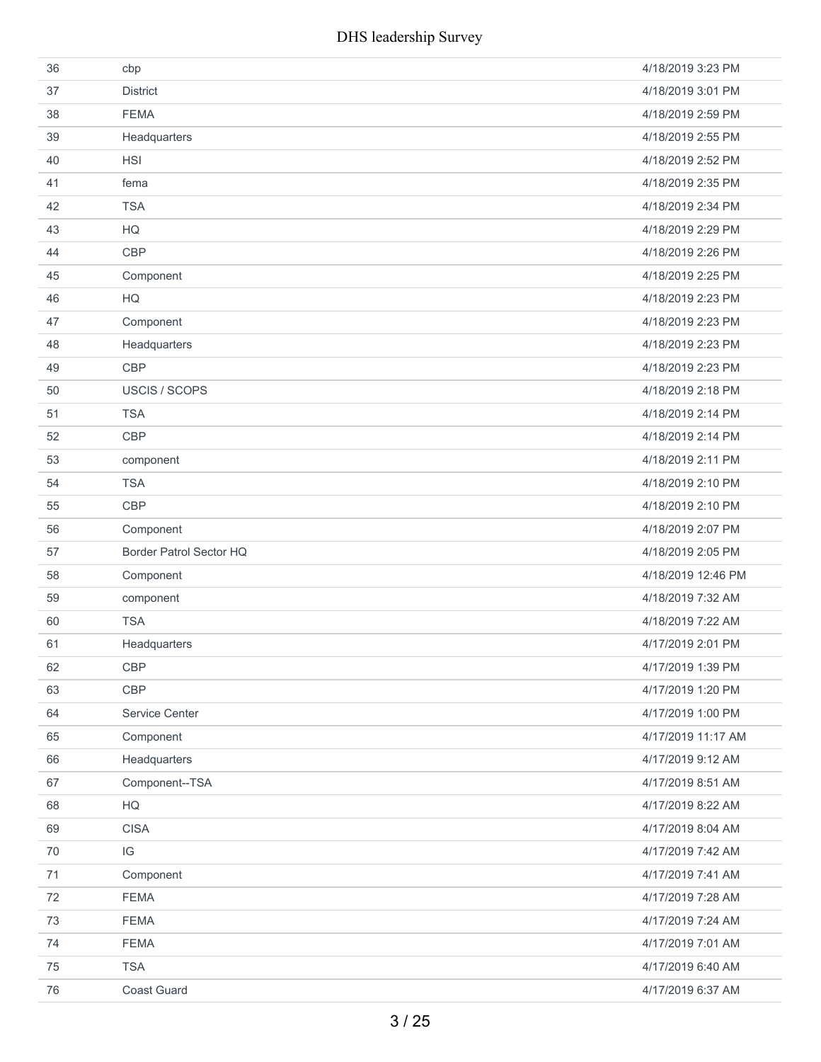| | | |
|---|---|---|
| 36 | cbp | 4/18/2019 3:23 PM |
| 37 | District | 4/18/2019 3:01 PM |
| 38 | FEMA | 4/18/2019 2:59 PM |
| 39 | Headquarters | 4/18/2019 2:55 PM |
| 40 | HSI | 4/18/2019 2:52 PM |
| 41 | fema | 4/18/2019 2:35 PM |
| 42 | TSA | 4/18/2019 2:34 PM |
| 43 | HQ | 4/18/2019 2:29 PM |
| 44 | CBP | 4/18/2019 2:26 PM |
| 45 | Component | 4/18/2019 2:25 PM |
| 46 | HQ | 4/18/2019 2:23 PM |
| 47 | Component | 4/18/2019 2:23 PM |
| 48 | Headquarters | 4/18/2019 2:23 PM |
| 49 | CBP | 4/18/2019 2:23 PM |
| 50 | USCIS / SCOPS | 4/18/2019 2:18 PM |
| 51 | TSA | 4/18/2019 2:14 PM |
| 52 | CBP | 4/18/2019 2:14 PM |
| 53 | component | 4/18/2019 2:11 PM |
| 54 | TSA | 4/18/2019 2:10 PM |
| 55 | CBP | 4/18/2019 2:10 PM |
| 56 | Component | 4/18/2019 2:07 PM |
| 57 | Border Patrol Sector HQ | 4/18/2019 2:05 PM |
| 58 | Component | 4/18/2019 12:46 PM |
| 59 | component | 4/18/2019 7:32 AM |
| 60 | TSA | 4/18/2019 7:22 AM |
| 61 | Headquarters | 4/17/2019 2:01 PM |
| 62 | CBP | 4/17/2019 1:39 PM |
| 63 | CBP | 4/17/2019 1:20 PM |
| 64 | Service Center | 4/17/2019 1:00 PM |
| 65 | Component | 4/17/2019 11:17 AM |
| 66 | Headquarters | 4/17/2019 9:12 AM |
| 67 | Component--TSA | 4/17/2019 8:51 AM |
| 68 | HQ | 4/17/2019 8:22 AM |
| 69 | CISA | 4/17/2019 8:04 AM |
| 70 | IG | 4/17/2019 7:42 AM |
| 71 | Component | 4/17/2019 7:41 AM |
| 72 | FEMA | 4/17/2019 7:28 AM |
| 73 | FEMA | 4/17/2019 7:24 AM |
| 74 | FEMA | 4/17/2019 7:01 AM |
| 75 | TSA | 4/17/2019 6:40 AM |
| 76 | Coast Guard | 4/17/2019 6:37 AM |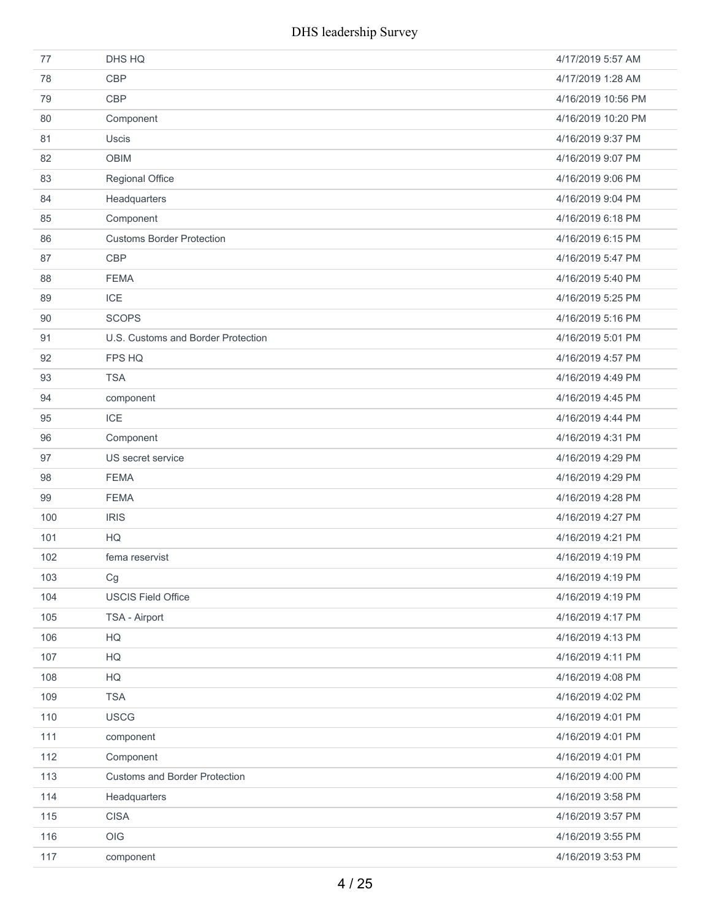| | | |
|---|---|---|
| 77 | DHS HQ | 4/17/2019 5:57 AM |
| 78 | CBP | 4/17/2019 1:28 AM |
| 79 | CBP | 4/16/2019 10:56 PM |
| 80 | Component | 4/16/2019 10:20 PM |
| 81 | Uscis | 4/16/2019 9:37 PM |
| 82 | OBIM | 4/16/2019 9:07 PM |
| 83 | Regional Office | 4/16/2019 9:06 PM |
| 84 | Headquarters | 4/16/2019 9:04 PM |
| 85 | Component | 4/16/2019 6:18 PM |
| 86 | Customs Border Protection | 4/16/2019 6:15 PM |
| 87 | CBP | 4/16/2019 5:47 PM |
| 88 | FEMA | 4/16/2019 5:40 PM |
| 89 | ICE | 4/16/2019 5:25 PM |
| 90 | SCOPS | 4/16/2019 5:16 PM |
| 91 | U.S. Customs and Border Protection | 4/16/2019 5:01 PM |
| 92 | FPS HQ | 4/16/2019 4:57 PM |
| 93 | TSA | 4/16/2019 4:49 PM |
| 94 | component | 4/16/2019 4:45 PM |
| 95 | ICE | 4/16/2019 4:44 PM |
| 96 | Component | 4/16/2019 4:31 PM |
| 97 | US secret service | 4/16/2019 4:29 PM |
| 98 | FEMA | 4/16/2019 4:29 PM |
| 99 | FEMA | 4/16/2019 4:28 PM |
| 100 | IRIS | 4/16/2019 4:27 PM |
| 101 | HQ | 4/16/2019 4:21 PM |
| 102 | fema reservist | 4/16/2019 4:19 PM |
| 103 | Cg | 4/16/2019 4:19 PM |
| 104 | USCIS Field Office | 4/16/2019 4:19 PM |
| 105 | TSA - Airport | 4/16/2019 4:17 PM |
| 106 | HQ | 4/16/2019 4:13 PM |
| 107 | HQ | 4/16/2019 4:11 PM |
| 108 | HQ | 4/16/2019 4:08 PM |
| 109 | TSA | 4/16/2019 4:02 PM |
| 110 | USCG | 4/16/2019 4:01 PM |
| 111 | component | 4/16/2019 4:01 PM |
| 112 | Component | 4/16/2019 4:01 PM |
| 113 | Customs and Border Protection | 4/16/2019 4:00 PM |
| 114 | Headquarters | 4/16/2019 3:58 PM |
| 115 | CISA | 4/16/2019 3:57 PM |
| 116 | OIG | 4/16/2019 3:55 PM |
| 117 | component | 4/16/2019 3:53 PM |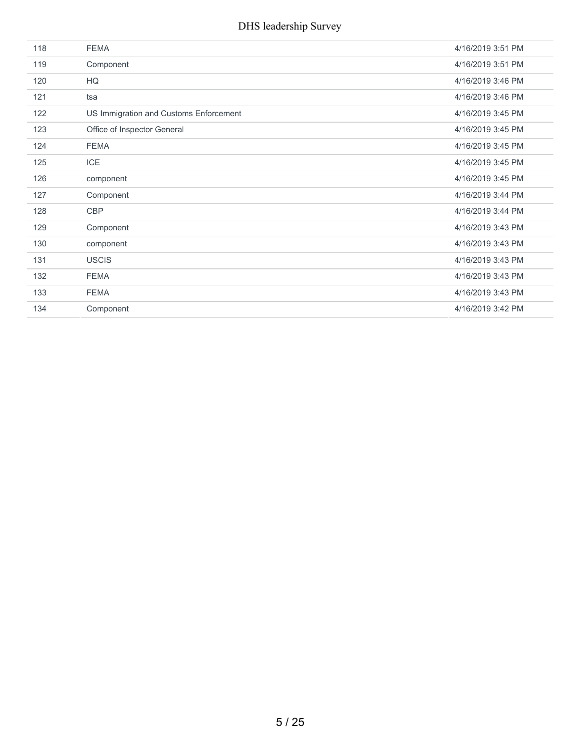| | | |
|---|---|---|
| 118 | FEMA | 4/16/2019 3:51 PM |
| 119 | Component | 4/16/2019 3:51 PM |
| 120 | HQ | 4/16/2019 3:46 PM |
| 121 | tsa | 4/16/2019 3:46 PM |
| 122 | US Immigration and Customs Enforcement | 4/16/2019 3:45 PM |
| 123 | Office of Inspector General | 4/16/2019 3:45 PM |
| 124 | FEMA | 4/16/2019 3:45 PM |
| 125 | ICE | 4/16/2019 3:45 PM |
| 126 | component | 4/16/2019 3:45 PM |
| 127 | Component | 4/16/2019 3:44 PM |
| 128 | CBP | 4/16/2019 3:44 PM |
| 129 | Component | 4/16/2019 3:43 PM |
| 130 | component | 4/16/2019 3:43 PM |
| 131 | USCIS | 4/16/2019 3:43 PM |
| 132 | FEMA | 4/16/2019 3:43 PM |
| 133 | FEMA | 4/16/2019 3:43 PM |
| 134 | Component | 4/16/2019 3:42 PM |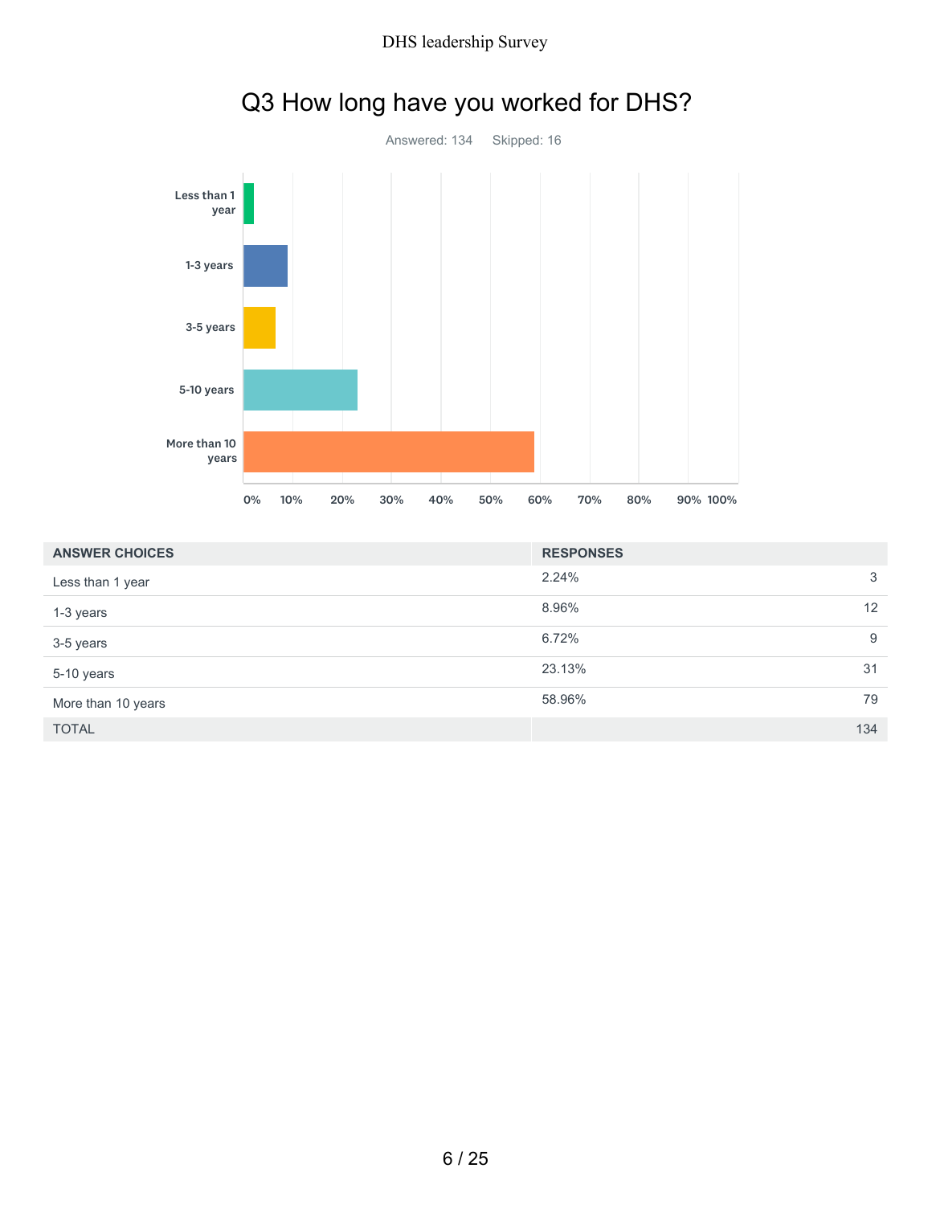## Q3 How long have you worked for DHS?

Answered: 134    Skipped: 16

| ANSWER CHOICES | RESPONSES | |
|---|---|---|
| Less than 1 year | 2.24% | 3 |
| 1-3 years | 8.96% | 12 |
| 3-5 years | 6.72% | 9 |
| 5-10 years | 23.13% | 31 |
| More than 10 years | 58.96% | 79 |
| TOTAL | | 134 |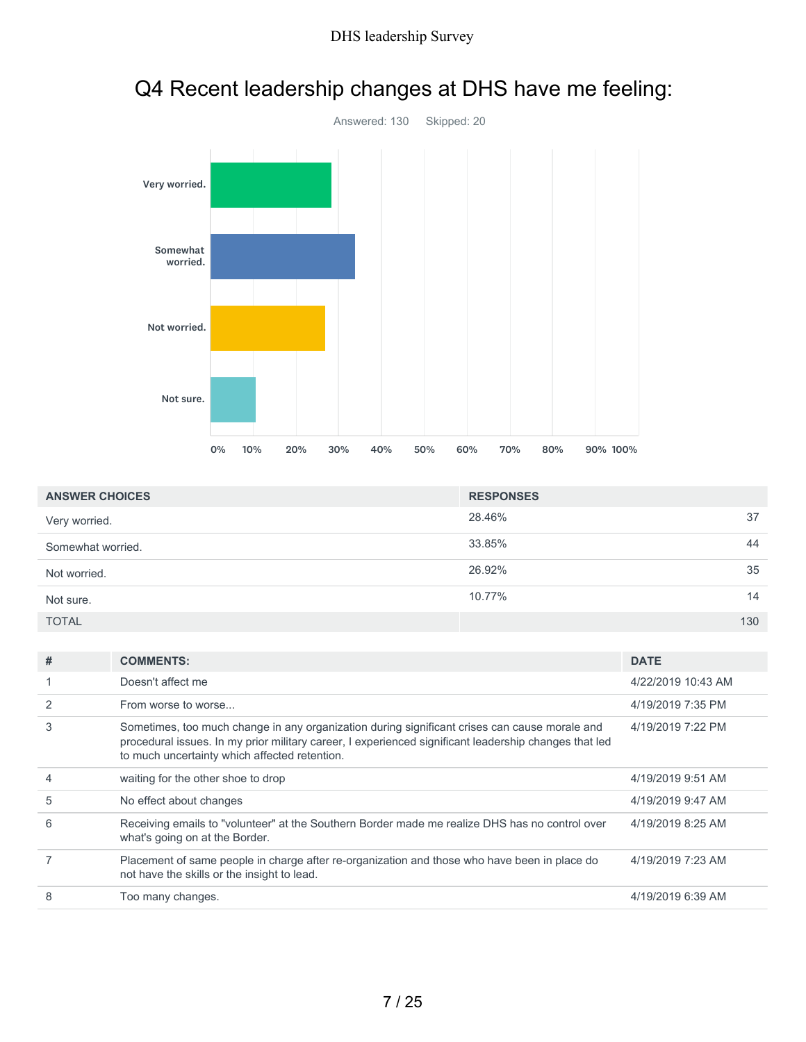# Q4 Recent leadership changes at DHS have me feeling:

Answered: 130    Skipped: 20

| ANSWER CHOICES | RESPONSES | |
|---|---|---|
| Very worried. | 28.46% | 37 |
| Somewhat worried. | 33.85% | 44 |
| Not worried. | 26.92% | 35 |
| Not sure. | 10.77% | 14 |
| TOTAL | | 130 |

| # | COMMENTS: | DATE |
|---|---|---|
| 1 | Doesn't affect me | 4/22/2019 10:43 AM |
| 2 | From worse to worse... | 4/19/2019 7:35 PM |
| 3 | Sometimes, too much change in any organization during significant crises can cause morale and procedural issues. In my prior military career, I experienced significant leadership changes that led to much uncertainty which affected retention. | 4/19/2019 7:22 PM |
| 4 | waiting for the other shoe to drop | 4/19/2019 9:51 AM |
| 5 | No effect about changes | 4/19/2019 9:47 AM |
| 6 | Receiving emails to "volunteer" at the Southern Border made me realize DHS has no control over what's going on at the Border. | 4/19/2019 8:25 AM |
| 7 | Placement of same people in charge after re-organization and those who have been in place do not have the skills or the insight to lead. | 4/19/2019 7:23 AM |
| 8 | Too many changes. | 4/19/2019 6:39 AM |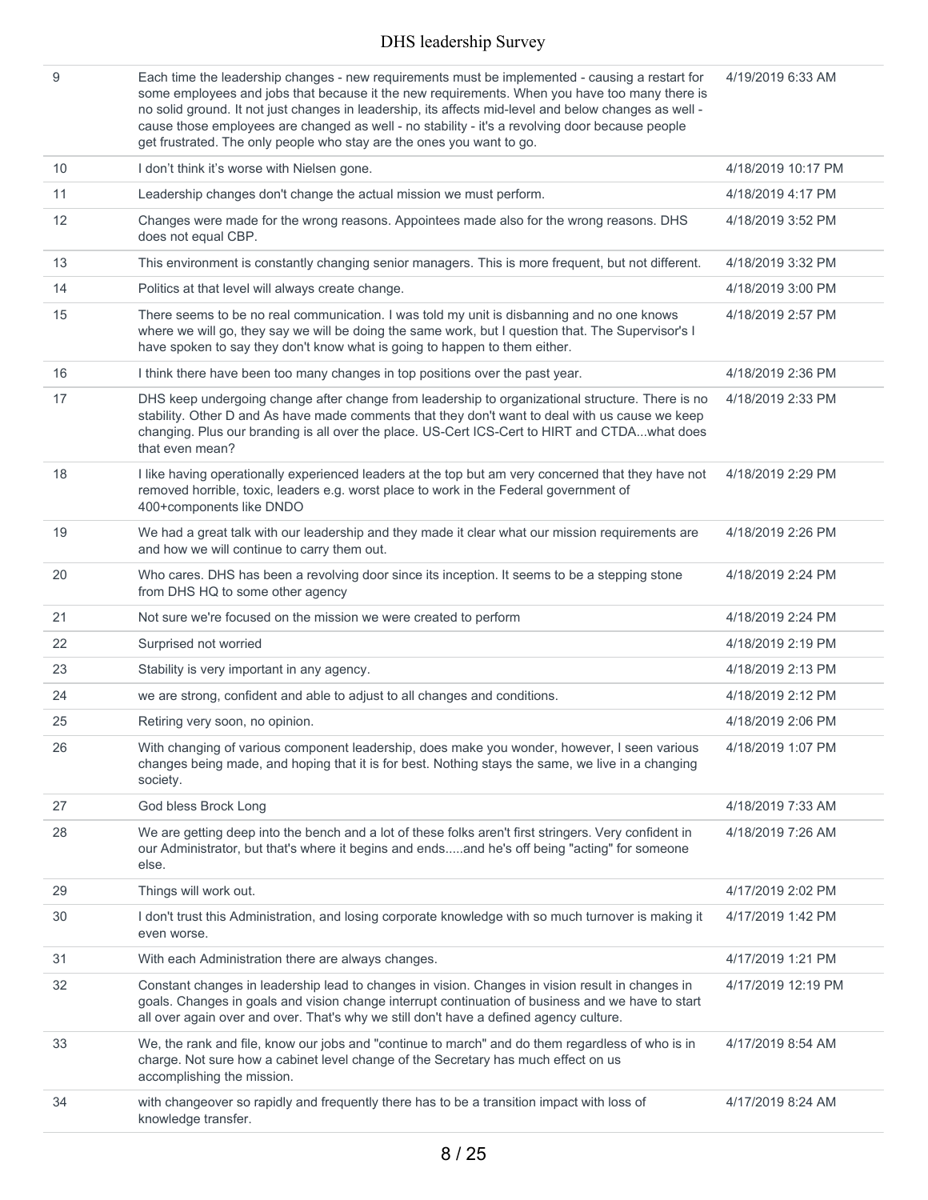| | | |
|---|---|---|
| 9 | Each time the leadership changes - new requirements must be implemented - causing a restart for some employees and jobs that because it the new requirements. When you have too many there is no solid ground. It not just changes in leadership, its affects mid-level and below changes as well - cause those employees are changed as well - no stability - it's a revolving door because people get frustrated. The only people who stay are the ones you want to go. | 4/19/2019 6:33 AM |
| 10 | I don't think it's worse with Nielsen gone. | 4/18/2019 10:17 PM |
| 11 | Leadership changes don't change the actual mission we must perform. | 4/18/2019 4:17 PM |
| 12 | Changes were made for the wrong reasons. Appointees made also for the wrong reasons. DHS does not equal CBP. | 4/18/2019 3:52 PM |
| 13 | This environment is constantly changing senior managers. This is more frequent, but not different. | 4/18/2019 3:32 PM |
| 14 | Politics at that level will always create change. | 4/18/2019 3:00 PM |
| 15 | There seems to be no real communication. I was told my unit is disbanning and no one knows where we will go, they say we will be doing the same work, but I question that. The Supervisor's I have spoken to say they don't know what is going to happen to them either. | 4/18/2019 2:57 PM |
| 16 | I think there have been too many changes in top positions over the past year. | 4/18/2019 2:36 PM |
| 17 | DHS keep undergoing change after change from leadership to organizational structure. There is no stability. Other D and As have made comments that they don't want to deal with us cause we keep changing. Plus our branding is all over the place. US-Cert ICS-Cert to HIRT and CTDA...what does that even mean? | 4/18/2019 2:33 PM |
| 18 | I like having operationally experienced leaders at the top but am very concerned that they have not removed horrible, toxic, leaders e.g. worst place to work in the Federal government of 400+components like DNDO | 4/18/2019 2:29 PM |
| 19 | We had a great talk with our leadership and they made it clear what our mission requirements are and how we will continue to carry them out. | 4/18/2019 2:26 PM |
| 20 | Who cares. DHS has been a revolving door since its inception. It seems to be a stepping stone from DHS HQ to some other agency | 4/18/2019 2:24 PM |
| 21 | Not sure we're focused on the mission we were created to perform | 4/18/2019 2:24 PM |
| 22 | Surprised not worried | 4/18/2019 2:19 PM |
| 23 | Stability is very important in any agency. | 4/18/2019 2:13 PM |
| 24 | we are strong, confident and able to adjust to all changes and conditions. | 4/18/2019 2:12 PM |
| 25 | Retiring very soon, no opinion. | 4/18/2019 2:06 PM |
| 26 | With changing of various component leadership, does make you wonder, however, I seen various changes being made, and hoping that it is for best. Nothing stays the same, we live in a changing society. | 4/18/2019 1:07 PM |
| 27 | God bless Brock Long | 4/18/2019 7:33 AM |
| 28 | We are getting deep into the bench and a lot of these folks aren't first stringers. Very confident in our Administrator, but that's where it begins and ends.....and he's off being "acting" for someone else. | 4/18/2019 7:26 AM |
| 29 | Things will work out. | 4/17/2019 2:02 PM |
| 30 | I don't trust this Administration, and losing corporate knowledge with so much turnover is making it even worse. | 4/17/2019 1:42 PM |
| 31 | With each Administration there are always changes. | 4/17/2019 1:21 PM |
| 32 | Constant changes in leadership lead to changes in vision. Changes in vision result in changes in goals. Changes in goals and vision change interrupt continuation of business and we have to start all over again over and over. That's why we still don't have a defined agency culture. | 4/17/2019 12:19 PM |
| 33 | We, the rank and file, know our jobs and "continue to march" and do them regardless of who is in charge. Not sure how a cabinet level change of the Secretary has much effect on us accomplishing the mission. | 4/17/2019 8:54 AM |
| 34 | with changeover so rapidly and frequently there has to be a transition impact with loss of knowledge transfer. | 4/17/2019 8:24 AM |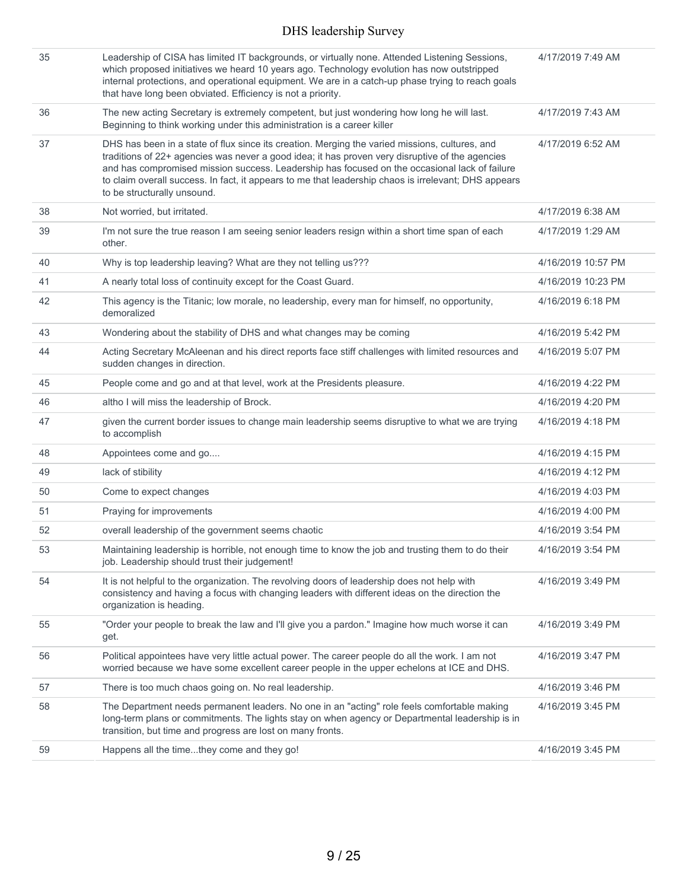| | | |
|---|---|---|
| 35 | Leadership of CISA has limited IT backgrounds, or virtually none. Attended Listening Sessions, which proposed initiatives we heard 10 years ago. Technology evolution has now outstripped internal protections, and operational equipment. We are in a catch-up phase trying to reach goals that have long been obviated. Efficiency is not a priority. | 4/17/2019 7:49 AM |
| 36 | The new acting Secretary is extremely competent, but just wondering how long he will last. Beginning to think working under this administration is a career killer | 4/17/2019 7:43 AM |
| 37 | DHS has been in a state of flux since its creation. Merging the varied missions, cultures, and traditions of 22+ agencies was never a good idea; it has proven very disruptive of the agencies and has compromised mission success. Leadership has focused on the occasional lack of failure to claim overall success. In fact, it appears to me that leadership chaos is irrelevant; DHS appears to be structurally unsound. | 4/17/2019 6:52 AM |
| 38 | Not worried, but irritated. | 4/17/2019 6:38 AM |
| 39 | I'm not sure the true reason I am seeing senior leaders resign within a short time span of each other. | 4/17/2019 1:29 AM |
| 40 | Why is top leadership leaving? What are they not telling us??? | 4/16/2019 10:57 PM |
| 41 | A nearly total loss of continuity except for the Coast Guard. | 4/16/2019 10:23 PM |
| 42 | This agency is the Titanic; low morale, no leadership, every man for himself, no opportunity, demoralized | 4/16/2019 6:18 PM |
| 43 | Wondering about the stability of DHS and what changes may be coming | 4/16/2019 5:42 PM |
| 44 | Acting Secretary McAleenan and his direct reports face stiff challenges with limited resources and sudden changes in direction. | 4/16/2019 5:07 PM |
| 45 | People come and go and at that level, work at the Presidents pleasure. | 4/16/2019 4:22 PM |
| 46 | altho I will miss the leadership of Brock. | 4/16/2019 4:20 PM |
| 47 | given the current border issues to change main leadership seems disruptive to what we are trying to accomplish | 4/16/2019 4:18 PM |
| 48 | Appointees come and go.... | 4/16/2019 4:15 PM |
| 49 | lack of stibility | 4/16/2019 4:12 PM |
| 50 | Come to expect changes | 4/16/2019 4:03 PM |
| 51 | Praying for improvements | 4/16/2019 4:00 PM |
| 52 | overall leadership of the government seems chaotic | 4/16/2019 3:54 PM |
| 53 | Maintaining leadership is horrible, not enough time to know the job and trusting them to do their job. Leadership should trust their judgement! | 4/16/2019 3:54 PM |
| 54 | It is not helpful to the organization. The revolving doors of leadership does not help with consistency and having a focus with changing leaders with different ideas on the direction the organization is heading. | 4/16/2019 3:49 PM |
| 55 | "Order your people to break the law and I'll give you a pardon." Imagine how much worse it can get. | 4/16/2019 3:49 PM |
| 56 | Political appointees have very little actual power. The career people do all the work. I am not worried because we have some excellent career people in the upper echelons at ICE and DHS. | 4/16/2019 3:47 PM |
| 57 | There is too much chaos going on. No real leadership. | 4/16/2019 3:46 PM |
| 58 | The Department needs permanent leaders. No one in an "acting" role feels comfortable making long-term plans or commitments. The lights stay on when agency or Departmental leadership is in transition, but time and progress are lost on many fronts. | 4/16/2019 3:45 PM |
| 59 | Happens all the time...they come and they go! | 4/16/2019 3:45 PM |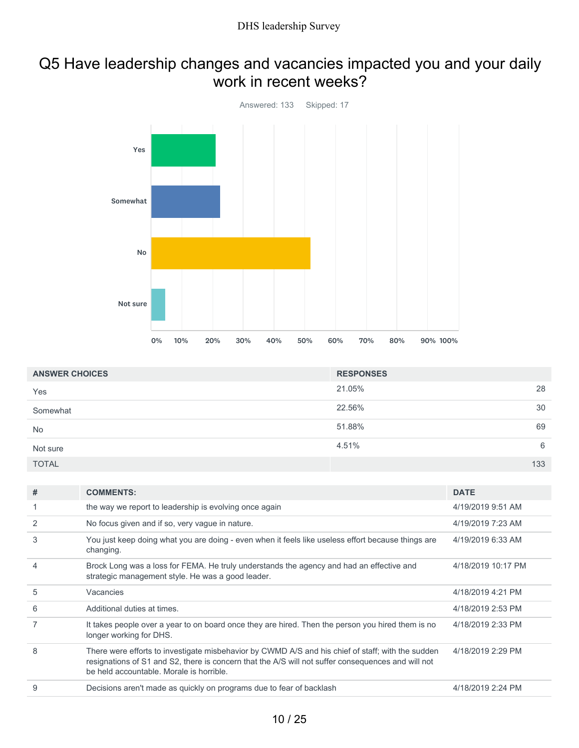# Q5 Have leadership changes and vacancies impacted you and your daily work in recent weeks?

Answered: 133 Skipped: 17

| ANSWER CHOICES | RESPONSES | |
|---|---|---|
| Yes | 21.05% | 28 |
| Somewhat | 22.56% | 30 |
| No | 51.88% | 69 |
| Not sure | 4.51% | 6 |
| TOTAL | | 133 |

| # | COMMENTS: | DATE |
|---|---|---|
| 1 | the way we report to leadership is evolving once again | 4/19/2019 9:51 AM |
| 2 | No focus given and if so, very vague in nature. | 4/19/2019 7:23 AM |
| 3 | You just keep doing what you are doing - even when it feels like useless effort because things are changing. | 4/19/2019 6:33 AM |
| 4 | Brock Long was a loss for FEMA. He truly understands the agency and had an effective and strategic management style. He was a good leader. | 4/18/2019 10:17 PM |
| 5 | Vacancies | 4/18/2019 4:21 PM |
| 6 | Additional duties at times. | 4/18/2019 2:53 PM |
| 7 | It takes people over a year to on board once they are hired. Then the person you hired them is no longer working for DHS. | 4/18/2019 2:33 PM |
| 8 | There were efforts to investigate misbehavior by CWMD A/S and his chief of staff; with the sudden resignations of S1 and S2, there is concern that the A/S will not suffer consequences and will not be held accountable. Morale is horrible. | 4/18/2019 2:29 PM |
| 9 | Decisions aren't made as quickly on programs due to fear of backlash | 4/18/2019 2:24 PM |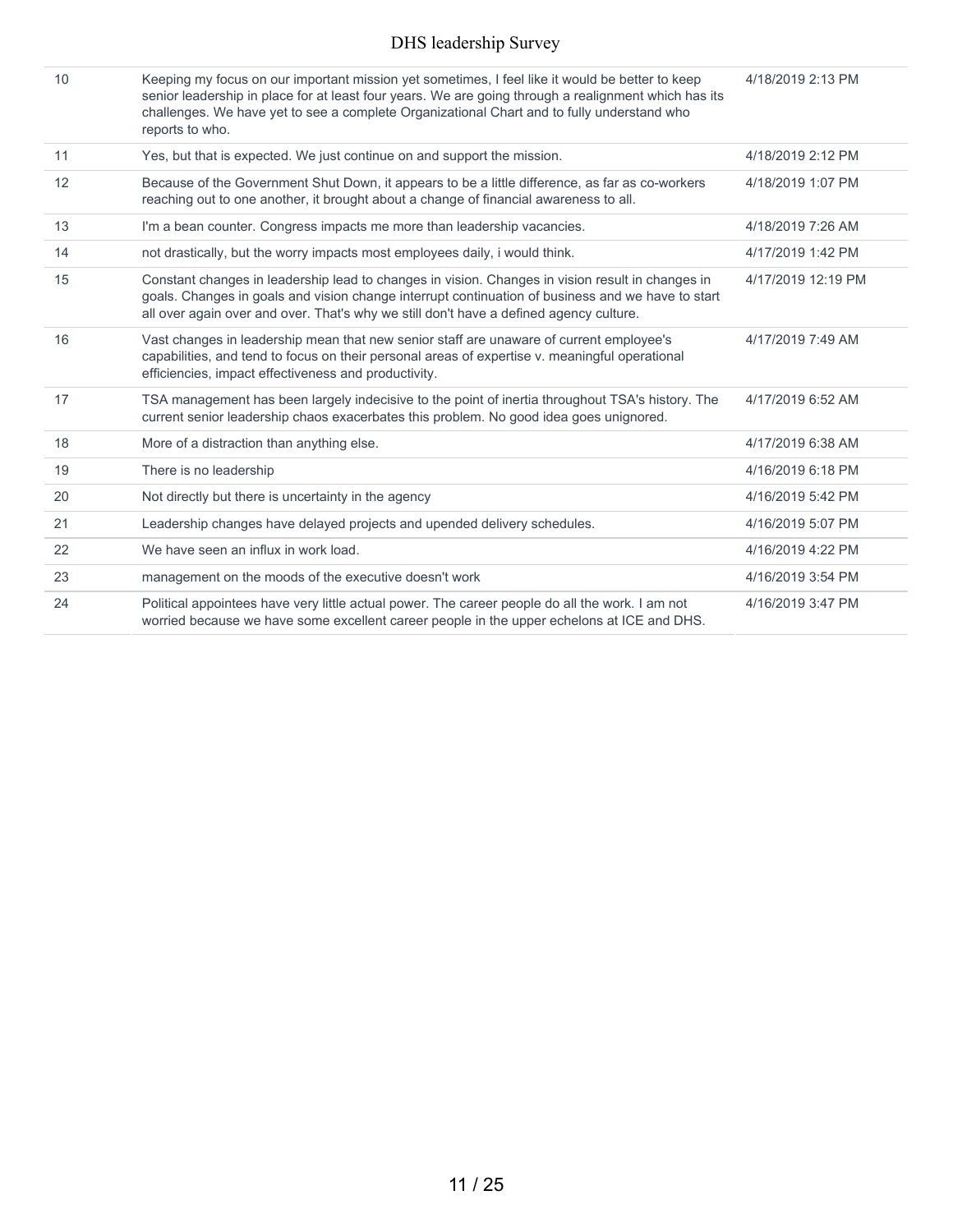| | | |
|---|---|---|
| 10 | Keeping my focus on our important mission yet sometimes, I feel like it would be better to keep senior leadership in place for at least four years. We are going through a realignment which has its challenges. We have yet to see a complete Organizational Chart and to fully understand who reports to who. | 4/18/2019 2:13 PM |
| 11 | Yes, but that is expected. We just continue on and support the mission. | 4/18/2019 2:12 PM |
| 12 | Because of the Government Shut Down, it appears to be a little difference, as far as co-workers reaching out to one another, it brought about a change of financial awareness to all. | 4/18/2019 1:07 PM |
| 13 | I'm a bean counter. Congress impacts me more than leadership vacancies. | 4/18/2019 7:26 AM |
| 14 | not drastically, but the worry impacts most employees daily, i would think. | 4/17/2019 1:42 PM |
| 15 | Constant changes in leadership lead to changes in vision. Changes in vision result in changes in goals. Changes in goals and vision change interrupt continuation of business and we have to start all over again over and over. That's why we still don't have a defined agency culture. | 4/17/2019 12:19 PM |
| 16 | Vast changes in leadership mean that new senior staff are unaware of current employee's capabilities, and tend to focus on their personal areas of expertise v. meaningful operational efficiencies, impact effectiveness and productivity. | 4/17/2019 7:49 AM |
| 17 | TSA management has been largely indecisive to the point of inertia throughout TSA's history. The current senior leadership chaos exacerbates this problem. No good idea goes unignored. | 4/17/2019 6:52 AM |
| 18 | More of a distraction than anything else. | 4/17/2019 6:38 AM |
| 19 | There is no leadership | 4/16/2019 6:18 PM |
| 20 | Not directly but there is uncertainty in the agency | 4/16/2019 5:42 PM |
| 21 | Leadership changes have delayed projects and upended delivery schedules. | 4/16/2019 5:07 PM |
| 22 | We have seen an influx in work load. | 4/16/2019 4:22 PM |
| 23 | management on the moods of the executive doesn't work | 4/16/2019 3:54 PM |
| 24 | Political appointees have very little actual power. The career people do all the work. I am not worried because we have some excellent career people in the upper echelons at ICE and DHS. | 4/16/2019 3:47 PM |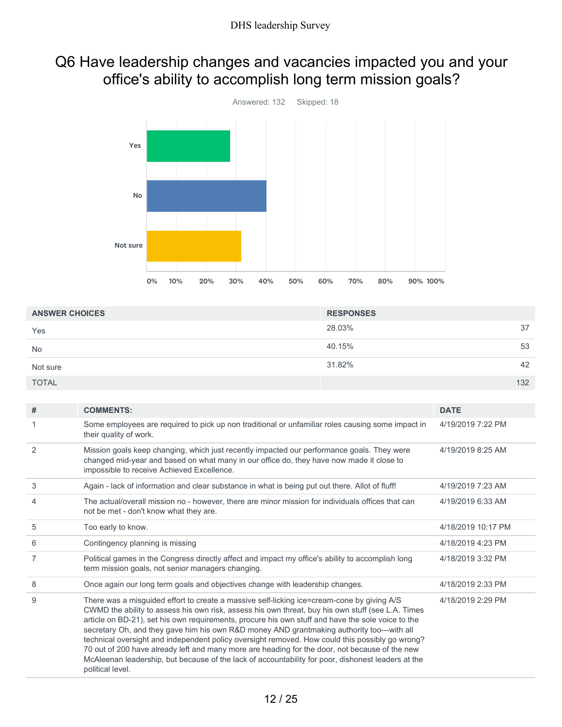# Q6 Have leadership changes and vacancies impacted you and your office's ability to accomplish long term mission goals?

Answered: 132    Skipped: 18

| ANSWER CHOICES | RESPONSES | |
|---|---|---|
| Yes | 28.03% | 37 |
| No | 40.15% | 53 |
| Not sure | 31.82% | 42 |
| TOTAL | | 132 |

| # | COMMENTS: | DATE |
|---|---|---|
| 1 | Some employees are required to pick up non traditional or unfamiliar roles causing some impact in their quality of work. | 4/19/2019 7:22 PM |
| 2 | Mission goals keep changing, which just recently impacted our performance goals. They were changed mid-year and based on what many in our office do, they have now made it close to impossible to receive Achieved Excellence. | 4/19/2019 8:25 AM |
| 3 | Again - lack of information and clear substance in what is being put out there. Allot of fluff! | 4/19/2019 7:23 AM |
| 4 | The actual/overall mission no - however, there are minor mission for individuals offices that can not be met - don't know what they are. | 4/19/2019 6:33 AM |
| 5 | Too early to know. | 4/18/2019 10:17 PM |
| 6 | Contingency planning is missing | 4/18/2019 4:23 PM |
| 7 | Political games in the Congress directly affect and impact my office's ability to accomplish long term mission goals, not senior managers changing. | 4/18/2019 3:32 PM |
| 8 | Once again our long term goals and objectives change with leadership changes. | 4/18/2019 2:33 PM |
| 9 | There was a misguided effort to create a massive self-licking ice=cream-cone by giving A/S CWMD the ability to assess his own risk, assess his own threat, buy his own stuff (see L.A. Times article on BD-21), set his own requirements, procure his own stuff and have the sole voice to the secretary Oh, and they gave him his own R&D money AND grantmaking authority too---with all technical oversight and independent policy oversight removed. How could this possibly go wrong? 70 out of 200 have already left and many more are heading for the door, not because of the new McAleenan leadership, but because of the lack of accountability for poor, dishonest leaders at the political level. | 4/18/2019 2:29 PM |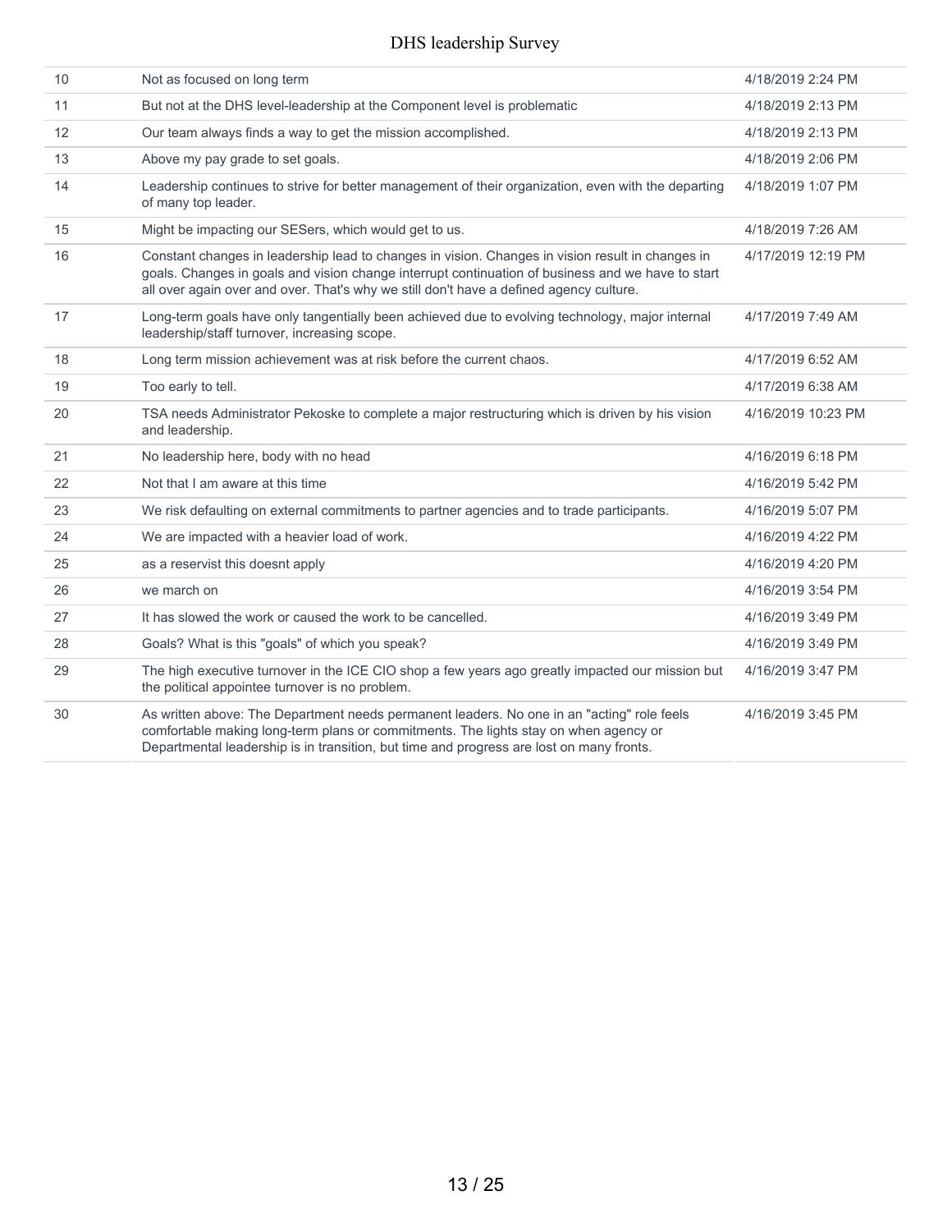| | | |
|---|---|---|
| 10 | Not as focused on long term | 4/18/2019 2:24 PM |
| 11 | But not at the DHS level-leadership at the Component level is problematic | 4/18/2019 2:13 PM |
| 12 | Our team always finds a way to get the mission accomplished. | 4/18/2019 2:13 PM |
| 13 | Above my pay grade to set goals. | 4/18/2019 2:06 PM |
| 14 | Leadership continues to strive for better management of their organization, even with the departing of many top leader. | 4/18/2019 1:07 PM |
| 15 | Might be impacting our SESers, which would get to us. | 4/18/2019 7:26 AM |
| 16 | Constant changes in leadership lead to changes in vision. Changes in vision result in changes in goals. Changes in goals and vision change interrupt continuation of business and we have to start all over again over and over. That's why we still don't have a defined agency culture. | 4/17/2019 12:19 PM |
| 17 | Long-term goals have only tangentially been achieved due to evolving technology, major internal leadership/staff turnover, increasing scope. | 4/17/2019 7:49 AM |
| 18 | Long term mission achievement was at risk before the current chaos. | 4/17/2019 6:52 AM |
| 19 | Too early to tell. | 4/17/2019 6:38 AM |
| 20 | TSA needs Administrator Pekoske to complete a major restructuring which is driven by his vision and leadership. | 4/16/2019 10:23 PM |
| 21 | No leadership here, body with no head | 4/16/2019 6:18 PM |
| 22 | Not that I am aware at this time | 4/16/2019 5:42 PM |
| 23 | We risk defaulting on external commitments to partner agencies and to trade participants. | 4/16/2019 5:07 PM |
| 24 | We are impacted with a heavier load of work. | 4/16/2019 4:22 PM |
| 25 | as a reservist this doesnt apply | 4/16/2019 4:20 PM |
| 26 | we march on | 4/16/2019 3:54 PM |
| 27 | It has slowed the work or caused the work to be cancelled. | 4/16/2019 3:49 PM |
| 28 | Goals? What is this "goals" of which you speak? | 4/16/2019 3:49 PM |
| 29 | The high executive turnover in the ICE CIO shop a few years ago greatly impacted our mission but the political appointee turnover is no problem. | 4/16/2019 3:47 PM |
| 30 | As written above: The Department needs permanent leaders. No one in an "acting" role feels comfortable making long-term plans or commitments. The lights stay on when agency or Departmental leadership is in transition, but time and progress are lost on many fronts. | 4/16/2019 3:45 PM |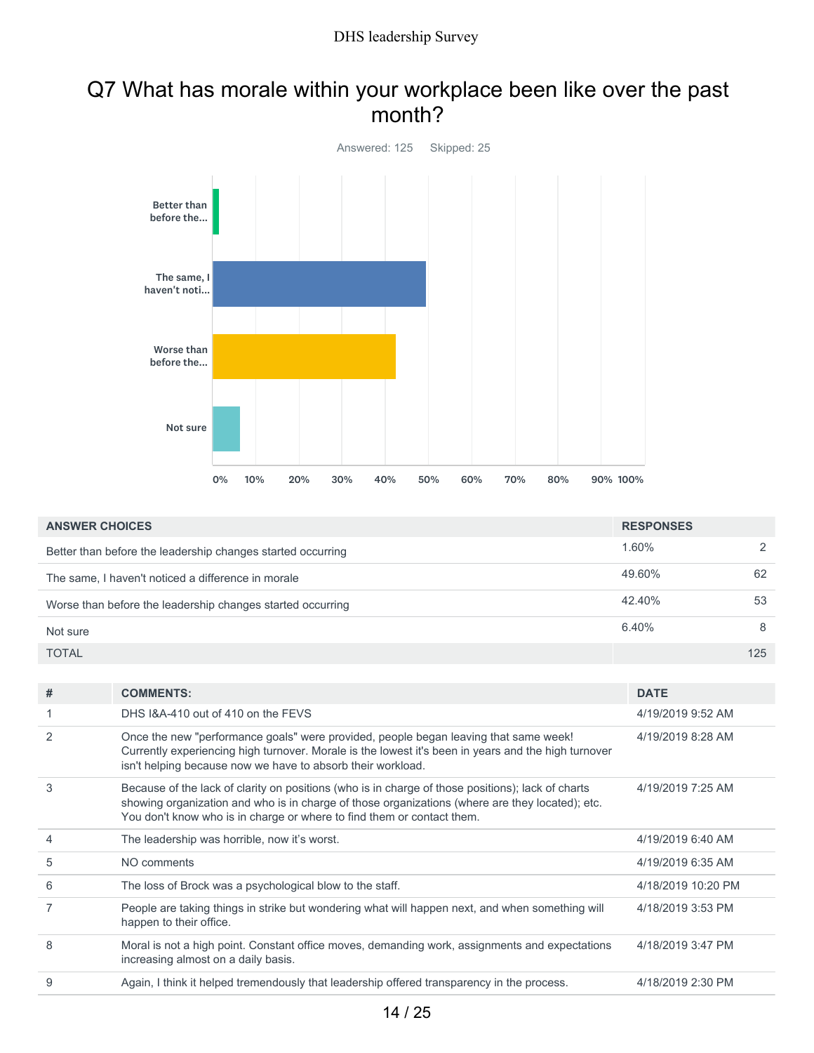# Q7 What has morale within your workplace been like over the past month?

Answered: 125  Skipped: 25

| ANSWER CHOICES | RESPONSES | |
|---|---|---|
| Better than before the leadership changes started occurring | 1.60% | 2 |
| The same, I haven't noticed a difference in morale | 49.60% | 62 |
| Worse than before the leadership changes started occurring | 42.40% | 53 |
| Not sure | 6.40% | 8 |
| TOTAL | | 125 |

| # | COMMENTS: | DATE |
|---|---|---|
| 1 | DHS I&A-410 out of 410 on the FEVS | 4/19/2019 9:52 AM |
| 2 | Once the new "performance goals" were provided, people began leaving that same week! Currently experiencing high turnover. Morale is the lowest it's been in years and the high turnover isn't helping because now we have to absorb their workload. | 4/19/2019 8:28 AM |
| 3 | Because of the lack of clarity on positions (who is in charge of those positions); lack of charts showing organization and who is in charge of those organizations (where are they located); etc. You don't know who is in charge or where to find them or contact them. | 4/19/2019 7:25 AM |
| 4 | The leadership was horrible, now it's worst. | 4/19/2019 6:40 AM |
| 5 | NO comments | 4/19/2019 6:35 AM |
| 6 | The loss of Brock was a psychological blow to the staff. | 4/18/2019 10:20 PM |
| 7 | People are taking things in strike but wondering what will happen next, and when something will happen to their office. | 4/18/2019 3:53 PM |
| 8 | Moral is not a high point. Constant office moves, demanding work, assignments and expectations increasing almost on a daily basis. | 4/18/2019 3:47 PM |
| 9 | Again, I think it helped tremendously that leadership offered transparency in the process. | 4/18/2019 2:30 PM |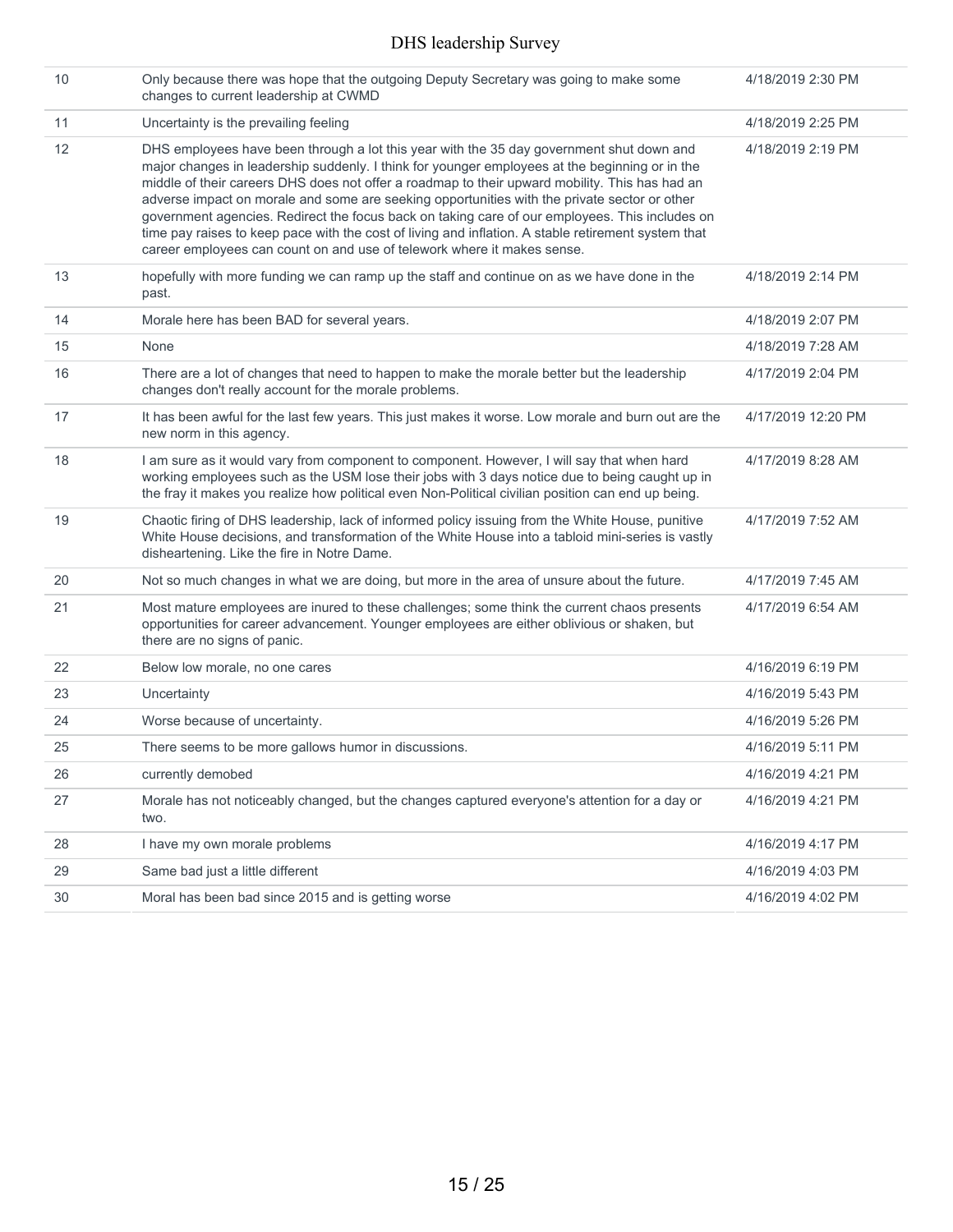| | | |
|---|---|---|
| 10 | Only because there was hope that the outgoing Deputy Secretary was going to make some changes to current leadership at CWMD | 4/18/2019 2:30 PM |
| 11 | Uncertainty is the prevailing feeling | 4/18/2019 2:25 PM |
| 12 | DHS employees have been through a lot this year with the 35 day government shut down and major changes in leadership suddenly. I think for younger employees at the beginning or in the middle of their careers DHS does not offer a roadmap to their upward mobility. This has had an adverse impact on morale and some are seeking opportunities with the private sector or other government agencies. Redirect the focus back on taking care of our employees. This includes on time pay raises to keep pace with the cost of living and inflation. A stable retirement system that career employees can count on and use of telework where it makes sense. | 4/18/2019 2:19 PM |
| 13 | hopefully with more funding we can ramp up the staff and continue on as we have done in the past. | 4/18/2019 2:14 PM |
| 14 | Morale here has been BAD for several years. | 4/18/2019 2:07 PM |
| 15 | None | 4/18/2019 7:28 AM |
| 16 | There are a lot of changes that need to happen to make the morale better but the leadership changes don't really account for the morale problems. | 4/17/2019 2:04 PM |
| 17 | It has been awful for the last few years. This just makes it worse. Low morale and burn out are the new norm in this agency. | 4/17/2019 12:20 PM |
| 18 | I am sure as it would vary from component to component. However, I will say that when hard working employees such as the USM lose their jobs with 3 days notice due to being caught up in the fray it makes you realize how political even Non-Political civilian position can end up being. | 4/17/2019 8:28 AM |
| 19 | Chaotic firing of DHS leadership, lack of informed policy issuing from the White House, punitive White House decisions, and transformation of the White House into a tabloid mini-series is vastly disheartening. Like the fire in Notre Dame. | 4/17/2019 7:52 AM |
| 20 | Not so much changes in what we are doing, but more in the area of unsure about the future. | 4/17/2019 7:45 AM |
| 21 | Most mature employees are inured to these challenges; some think the current chaos presents opportunities for career advancement. Younger employees are either oblivious or shaken, but there are no signs of panic. | 4/17/2019 6:54 AM |
| 22 | Below low morale, no one cares | 4/16/2019 6:19 PM |
| 23 | Uncertainty | 4/16/2019 5:43 PM |
| 24 | Worse because of uncertainty. | 4/16/2019 5:26 PM |
| 25 | There seems to be more gallows humor in discussions. | 4/16/2019 5:11 PM |
| 26 | currently demobed | 4/16/2019 4:21 PM |
| 27 | Morale has not noticeably changed, but the changes captured everyone's attention for a day or two. | 4/16/2019 4:21 PM |
| 28 | I have my own morale problems | 4/16/2019 4:17 PM |
| 29 | Same bad just a little different | 4/16/2019 4:03 PM |
| 30 | Moral has been bad since 2015 and is getting worse | 4/16/2019 4:02 PM |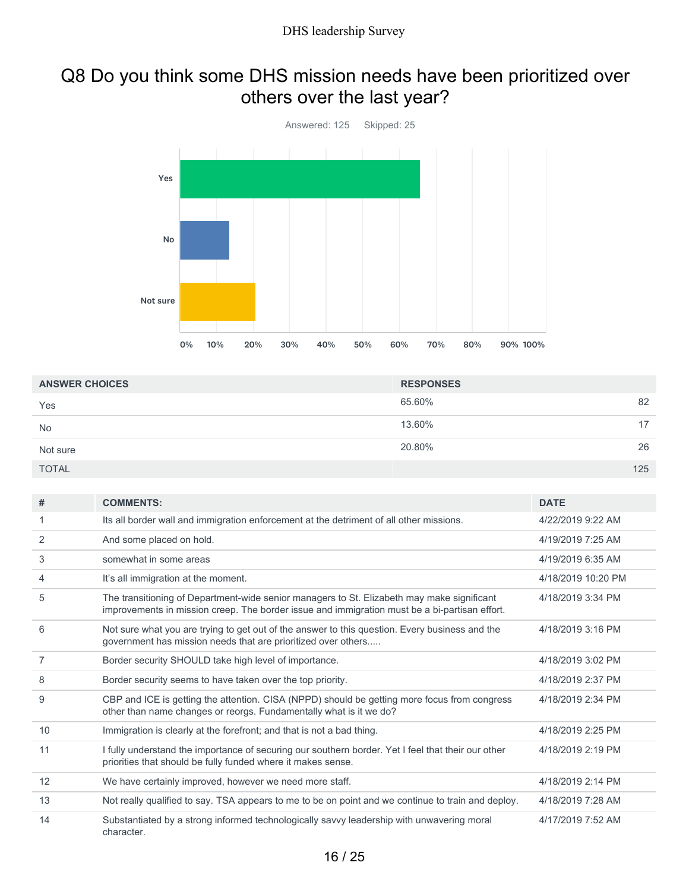# Q8 Do you think some DHS mission needs have been prioritized over others over the last year?

Answered: 125 Skipped: 25

| ANSWER CHOICES | RESPONSES | |
|---|---|---|
| Yes | 65.60% | 82 |
| No | 13.60% | 17 |
| Not sure | 20.80% | 26 |
| TOTAL | | 125 |

| # | COMMENTS: | DATE |
|---|---|---|
| 1 | Its all border wall and immigration enforcement at the detriment of all other missions. | 4/22/2019 9:22 AM |
| 2 | And some placed on hold. | 4/19/2019 7:25 AM |
| 3 | somewhat in some areas | 4/19/2019 6:35 AM |
| 4 | It's all immigration at the moment. | 4/18/2019 10:20 PM |
| 5 | The transitioning of Department-wide senior managers to St. Elizabeth may make significant improvements in mission creep. The border issue and immigration must be a bi-partisan effort. | 4/18/2019 3:34 PM |
| 6 | Not sure what you are trying to get out of the answer to this question. Every business and the government has mission needs that are prioritized over others..... | 4/18/2019 3:16 PM |
| 7 | Border security SHOULD take high level of importance. | 4/18/2019 3:02 PM |
| 8 | Border security seems to have taken over the top priority. | 4/18/2019 2:37 PM |
| 9 | CBP and ICE is getting the attention. CISA (NPPD) should be getting more focus from congress other than name changes or reorgs. Fundamentally what is it we do? | 4/18/2019 2:34 PM |
| 10 | Immigration is clearly at the forefront; and that is not a bad thing. | 4/18/2019 2:25 PM |
| 11 | I fully understand the importance of securing our southern border. Yet I feel that their our other priorities that should be fully funded where it makes sense. | 4/18/2019 2:19 PM |
| 12 | We have certainly improved, however we need more staff. | 4/18/2019 2:14 PM |
| 13 | Not really qualified to say. TSA appears to me to be on point and we continue to train and deploy. | 4/18/2019 7:28 AM |
| 14 | Substantiated by a strong informed technologically savvy leadership with unwavering moral character. | 4/17/2019 7:52 AM |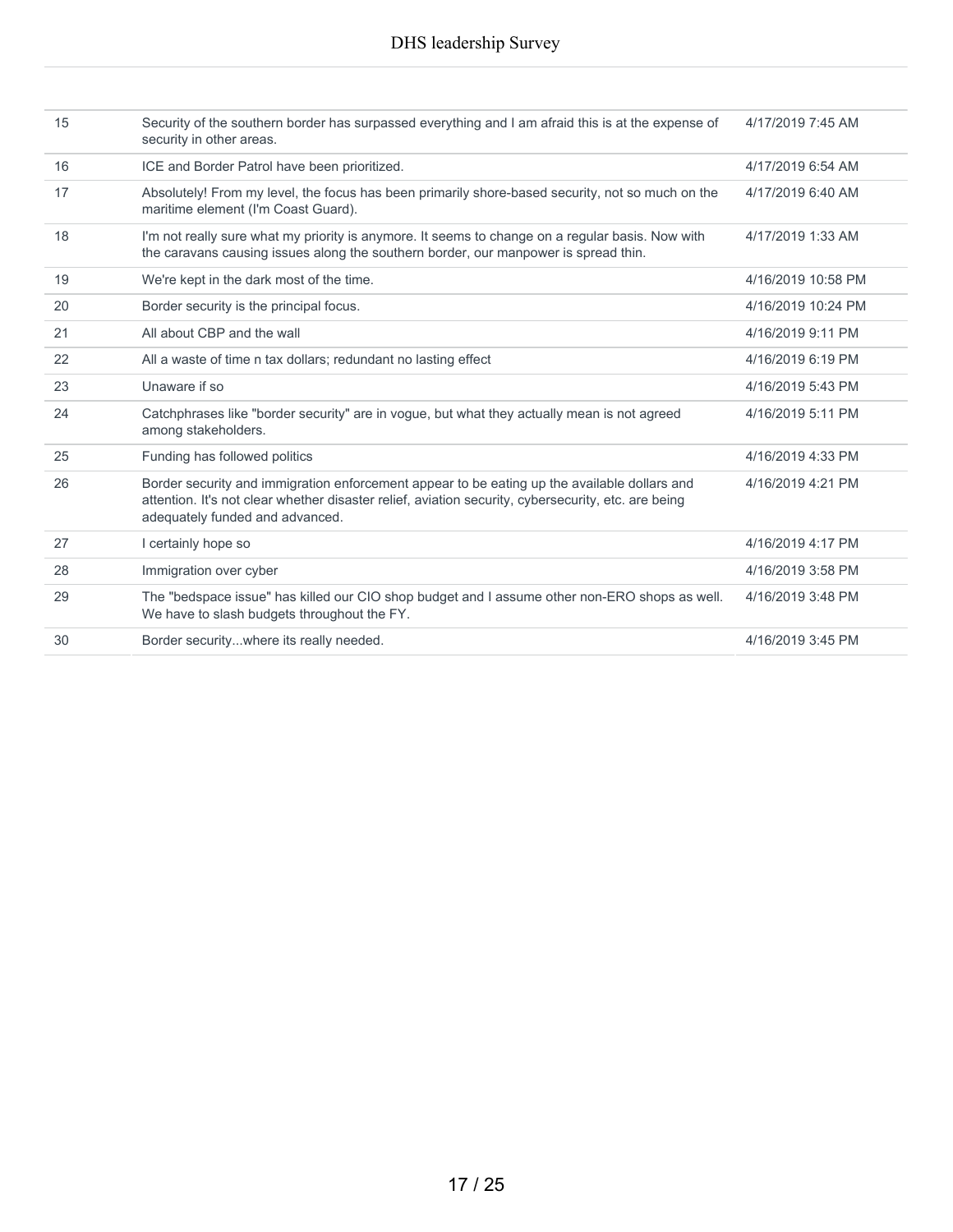| | | |
|---|---|---|
| 15 | Security of the southern border has surpassed everything and I am afraid this is at the expense of security in other areas. | 4/17/2019 7:45 AM |
| 16 | ICE and Border Patrol have been prioritized. | 4/17/2019 6:54 AM |
| 17 | Absolutely! From my level, the focus has been primarily shore-based security, not so much on the maritime element (I'm Coast Guard). | 4/17/2019 6:40 AM |
| 18 | I'm not really sure what my priority is anymore. It seems to change on a regular basis. Now with the caravans causing issues along the southern border, our manpower is spread thin. | 4/17/2019 1:33 AM |
| 19 | We're kept in the dark most of the time. | 4/16/2019 10:58 PM |
| 20 | Border security is the principal focus. | 4/16/2019 10:24 PM |
| 21 | All about CBP and the wall | 4/16/2019 9:11 PM |
| 22 | All a waste of time n tax dollars; redundant no lasting effect | 4/16/2019 6:19 PM |
| 23 | Unaware if so | 4/16/2019 5:43 PM |
| 24 | Catchphrases like "border security" are in vogue, but what they actually mean is not agreed among stakeholders. | 4/16/2019 5:11 PM |
| 25 | Funding has followed politics | 4/16/2019 4:33 PM |
| 26 | Border security and immigration enforcement appear to be eating up the available dollars and attention. It's not clear whether disaster relief, aviation security, cybersecurity, etc. are being adequately funded and advanced. | 4/16/2019 4:21 PM |
| 27 | I certainly hope so | 4/16/2019 4:17 PM |
| 28 | Immigration over cyber | 4/16/2019 3:58 PM |
| 29 | The "bedspace issue" has killed our CIO shop budget and I assume other non-ERO shops as well. We have to slash budgets throughout the FY. | 4/16/2019 3:48 PM |
| 30 | Border security...where its really needed. | 4/16/2019 3:45 PM |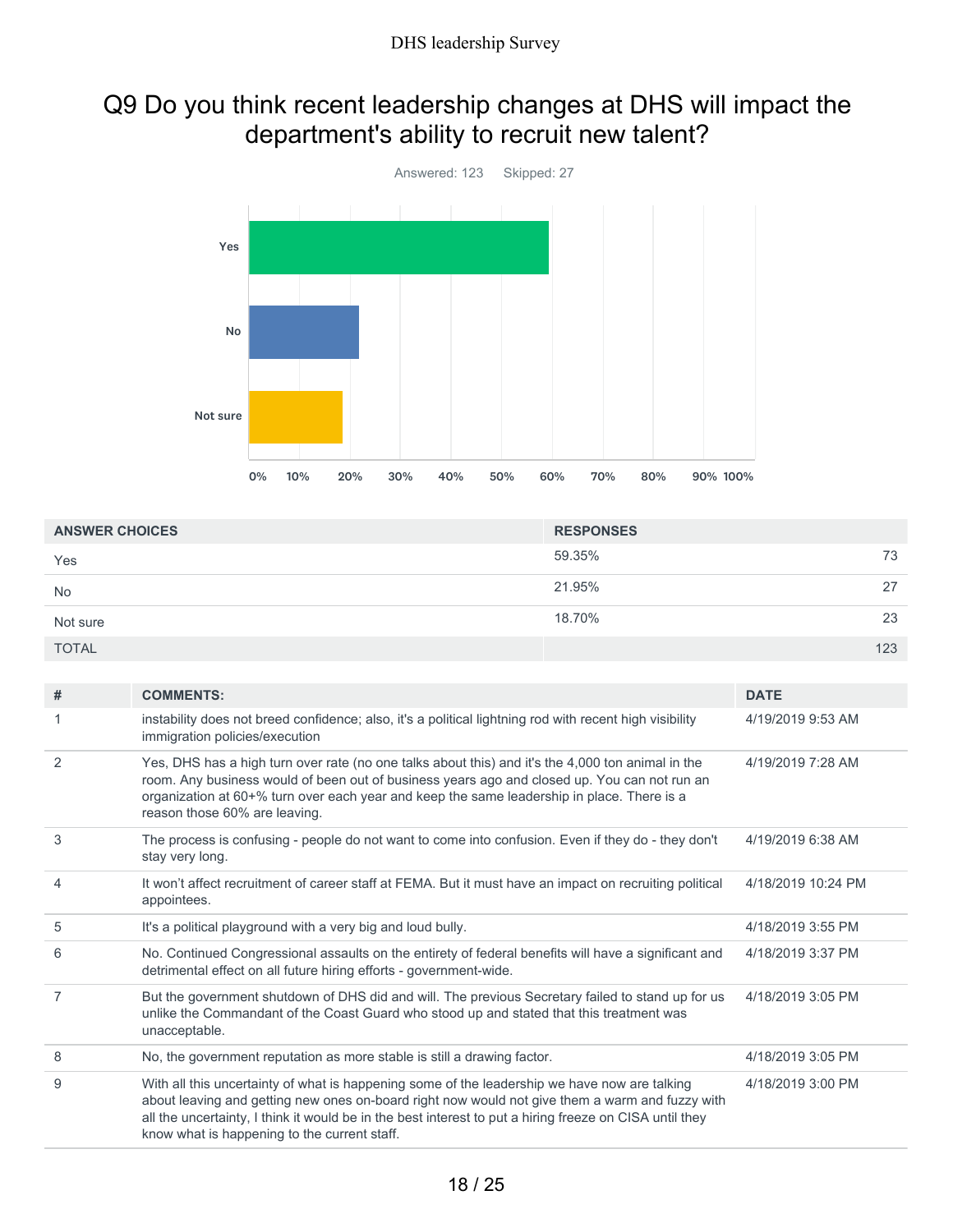# Q9 Do you think recent leadership changes at DHS will impact the department's ability to recruit new talent?

Answered: 123 Skipped: 27

| ANSWER CHOICES | RESPONSES | |
|---|---|---|
| Yes | 59.35% | 73 |
| No | 21.95% | 27 |
| Not sure | 18.70% | 23 |
| TOTAL | | 123 |

| # | COMMENTS: | DATE |
|---|---|---|
| 1 | instability does not breed confidence; also, it's a political lightning rod with recent high visibility immigration policies/execution | 4/19/2019 9:53 AM |
| 2 | Yes, DHS has a high turn over rate (no one talks about this) and it's the 4,000 ton animal in the room. Any business would of been out of business years ago and closed up. You can not run an organization at 60+% turn over each year and keep the same leadership in place. There is a reason those 60% are leaving. | 4/19/2019 7:28 AM |
| 3 | The process is confusing - people do not want to come into confusion. Even if they do - they don't stay very long. | 4/19/2019 6:38 AM |
| 4 | It won't affect recruitment of career staff at FEMA. But it must have an impact on recruiting political appointees. | 4/18/2019 10:24 PM |
| 5 | It's a political playground with a very big and loud bully. | 4/18/2019 3:55 PM |
| 6 | No. Continued Congressional assaults on the entirety of federal benefits will have a significant and detrimental effect on all future hiring efforts - government-wide. | 4/18/2019 3:37 PM |
| 7 | But the government shutdown of DHS did and will. The previous Secretary failed to stand up for us unlike the Commandant of the Coast Guard who stood up and stated that this treatment was unacceptable. | 4/18/2019 3:05 PM |
| 8 | No, the government reputation as more stable is still a drawing factor. | 4/18/2019 3:05 PM |
| 9 | With all this uncertainty of what is happening some of the leadership we have now are talking about leaving and getting new ones on-board right now would not give them a warm and fuzzy with all the uncertainty, I think it would be in the best interest to put a hiring freeze on CISA until they know what is happening to the current staff. | 4/18/2019 3:00 PM |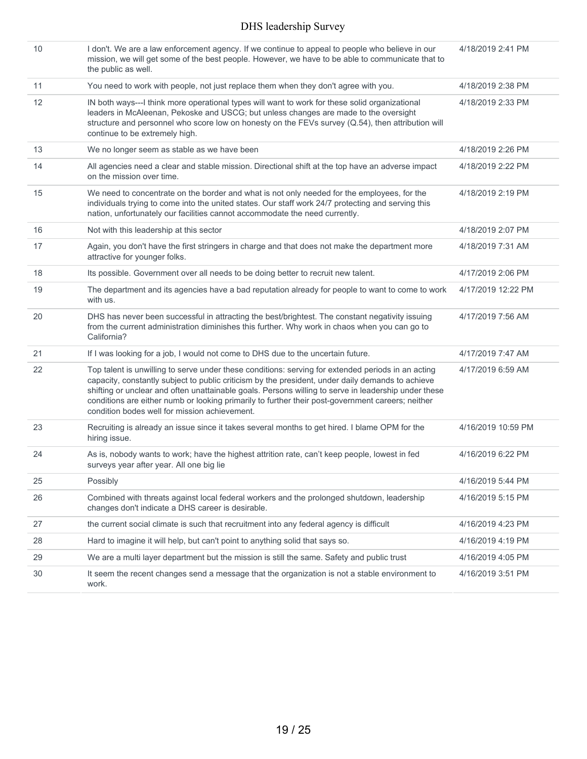| | | |
|---|---|---|
| 10 | I don't. We are a law enforcement agency. If we continue to appeal to people who believe in our mission, we will get some of the best people. However, we have to be able to communicate that to the public as well. | 4/18/2019 2:41 PM |
| 11 | You need to work with people, not just replace them when they don't agree with you. | 4/18/2019 2:38 PM |
| 12 | IN both ways---I think more operational types will want to work for these solid organizational leaders in McAleenan, Pekoske and USCG; but unless changes are made to the oversight structure and personnel who score low on honesty on the FEVs survey (Q.54), then attribution will continue to be extremely high. | 4/18/2019 2:33 PM |
| 13 | We no longer seem as stable as we have been | 4/18/2019 2:26 PM |
| 14 | All agencies need a clear and stable mission. Directional shift at the top have an adverse impact on the mission over time. | 4/18/2019 2:22 PM |
| 15 | We need to concentrate on the border and what is not only needed for the employees, for the individuals trying to come into the united states. Our staff work 24/7 protecting and serving this nation, unfortunately our facilities cannot accommodate the need currently. | 4/18/2019 2:19 PM |
| 16 | Not with this leadership at this sector | 4/18/2019 2:07 PM |
| 17 | Again, you don't have the first stringers in charge and that does not make the department more attractive for younger folks. | 4/18/2019 7:31 AM |
| 18 | Its possible. Government over all needs to be doing better to recruit new talent. | 4/17/2019 2:06 PM |
| 19 | The department and its agencies have a bad reputation already for people to want to come to work with us. | 4/17/2019 12:22 PM |
| 20 | DHS has never been successful in attracting the best/brightest. The constant negativity issuing from the current administration diminishes this further. Why work in chaos when you can go to California? | 4/17/2019 7:56 AM |
| 21 | If I was looking for a job, I would not come to DHS due to the uncertain future. | 4/17/2019 7:47 AM |
| 22 | Top talent is unwilling to serve under these conditions: serving for extended periods in an acting capacity, constantly subject to public criticism by the president, under daily demands to achieve shifting or unclear and often unattainable goals. Persons willing to serve in leadership under these conditions are either numb or looking primarily to further their post-government careers; neither condition bodes well for mission achievement. | 4/17/2019 6:59 AM |
| 23 | Recruiting is already an issue since it takes several months to get hired. I blame OPM for the hiring issue. | 4/16/2019 10:59 PM |
| 24 | As is, nobody wants to work; have the highest attrition rate, can't keep people, lowest in fed surveys year after year. All one big lie | 4/16/2019 6:22 PM |
| 25 | Possibly | 4/16/2019 5:44 PM |
| 26 | Combined with threats against local federal workers and the prolonged shutdown, leadership changes don't indicate a DHS career is desirable. | 4/16/2019 5:15 PM |
| 27 | the current social climate is such that recruitment into any federal agency is difficult | 4/16/2019 4:23 PM |
| 28 | Hard to imagine it will help, but can't point to anything solid that says so. | 4/16/2019 4:19 PM |
| 29 | We are a multi layer department but the mission is still the same. Safety and public trust | 4/16/2019 4:05 PM |
| 30 | It seem the recent changes send a message that the organization is not a stable environment to work. | 4/16/2019 3:51 PM |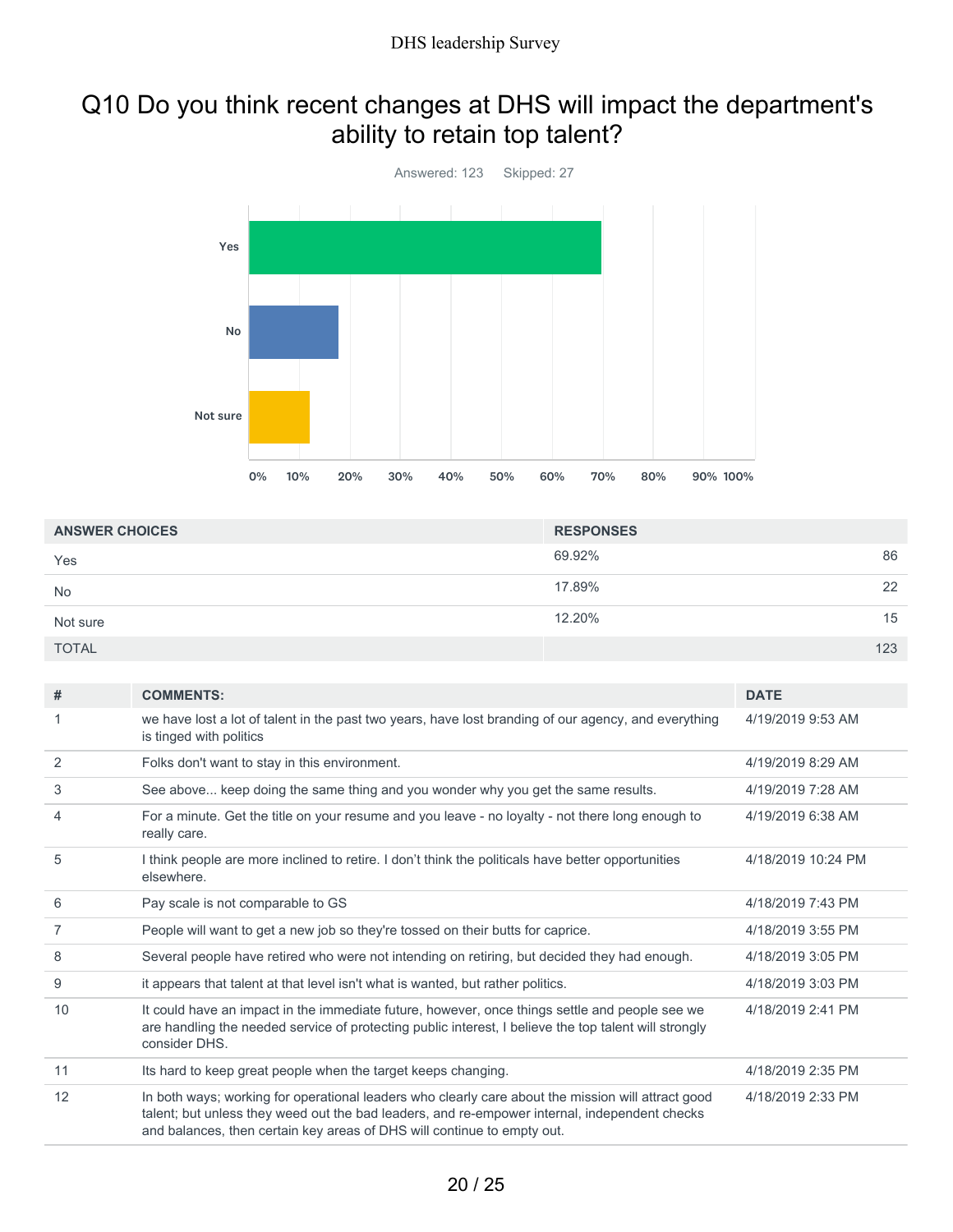## Q10 Do you think recent changes at DHS will impact the department's ability to retain top talent?

Answered: 123 Skipped: 27

| ANSWER CHOICES | RESPONSES | |
|---|---|---|
| Yes | 69.92% | 86 |
| No | 17.89% | 22 |
| Not sure | 12.20% | 15 |
| TOTAL | | 123 |

| # | COMMENTS: | DATE |
|---|---|---|
| 1 | we have lost a lot of talent in the past two years, have lost branding of our agency, and everything is tinged with politics | 4/19/2019 9:53 AM |
| 2 | Folks don't want to stay in this environment. | 4/19/2019 8:29 AM |
| 3 | See above... keep doing the same thing and you wonder why you get the same results. | 4/19/2019 7:28 AM |
| 4 | For a minute. Get the title on your resume and you leave - no loyalty - not there long enough to really care. | 4/19/2019 6:38 AM |
| 5 | I think people are more inclined to retire. I don't think the politicals have better opportunities elsewhere. | 4/18/2019 10:24 PM |
| 6 | Pay scale is not comparable to GS | 4/18/2019 7:43 PM |
| 7 | People will want to get a new job so they're tossed on their butts for caprice. | 4/18/2019 3:55 PM |
| 8 | Several people have retired who were not intending on retiring, but decided they had enough. | 4/18/2019 3:05 PM |
| 9 | it appears that talent at that level isn't what is wanted, but rather politics. | 4/18/2019 3:03 PM |
| 10 | It could have an impact in the immediate future, however, once things settle and people see we are handling the needed service of protecting public interest, I believe the top talent will strongly consider DHS. | 4/18/2019 2:41 PM |
| 11 | Its hard to keep great people when the target keeps changing. | 4/18/2019 2:35 PM |
| 12 | In both ways; working for operational leaders who clearly care about the mission will attract good talent; but unless they weed out the bad leaders, and re-empower internal, independent checks and balances, then certain key areas of DHS will continue to empty out. | 4/18/2019 2:33 PM |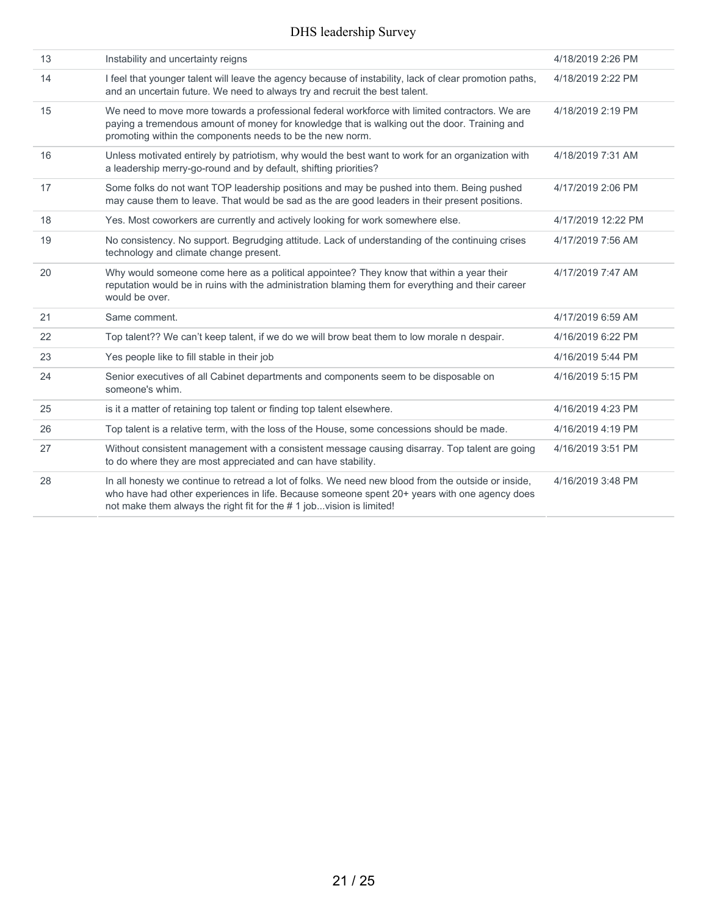| | | |
|---|---|---|
| 13 | Instability and uncertainty reigns | 4/18/2019 2:26 PM |
| 14 | I feel that younger talent will leave the agency because of instability, lack of clear promotion paths, and an uncertain future. We need to always try and recruit the best talent. | 4/18/2019 2:22 PM |
| 15 | We need to move more towards a professional federal workforce with limited contractors. We are paying a tremendous amount of money for knowledge that is walking out the door. Training and promoting within the components needs to be the new norm. | 4/18/2019 2:19 PM |
| 16 | Unless motivated entirely by patriotism, why would the best want to work for an organization with a leadership merry-go-round and by default, shifting priorities? | 4/18/2019 7:31 AM |
| 17 | Some folks do not want TOP leadership positions and may be pushed into them. Being pushed may cause them to leave. That would be sad as the are good leaders in their present positions. | 4/17/2019 2:06 PM |
| 18 | Yes. Most coworkers are currently and actively looking for work somewhere else. | 4/17/2019 12:22 PM |
| 19 | No consistency. No support. Begrudging attitude. Lack of understanding of the continuing crises technology and climate change present. | 4/17/2019 7:56 AM |
| 20 | Why would someone come here as a political appointee? They know that within a year their reputation would be in ruins with the administration blaming them for everything and their career would be over. | 4/17/2019 7:47 AM |
| 21 | Same comment. | 4/17/2019 6:59 AM |
| 22 | Top talent?? We can't keep talent, if we do we will brow beat them to low morale n despair. | 4/16/2019 6:22 PM |
| 23 | Yes people like to fill stable in their job | 4/16/2019 5:44 PM |
| 24 | Senior executives of all Cabinet departments and components seem to be disposable on someone's whim. | 4/16/2019 5:15 PM |
| 25 | is it a matter of retaining top talent or finding top talent elsewhere. | 4/16/2019 4:23 PM |
| 26 | Top talent is a relative term, with the loss of the House, some concessions should be made. | 4/16/2019 4:19 PM |
| 27 | Without consistent management with a consistent message causing disarray. Top talent are going to do where they are most appreciated and can have stability. | 4/16/2019 3:51 PM |
| 28 | In all honesty we continue to retread a lot of folks. We need new blood from the outside or inside, who have had other experiences in life. Because someone spent 20+ years with one agency does not make them always the right fit for the # 1 job...vision is limited! | 4/16/2019 3:48 PM |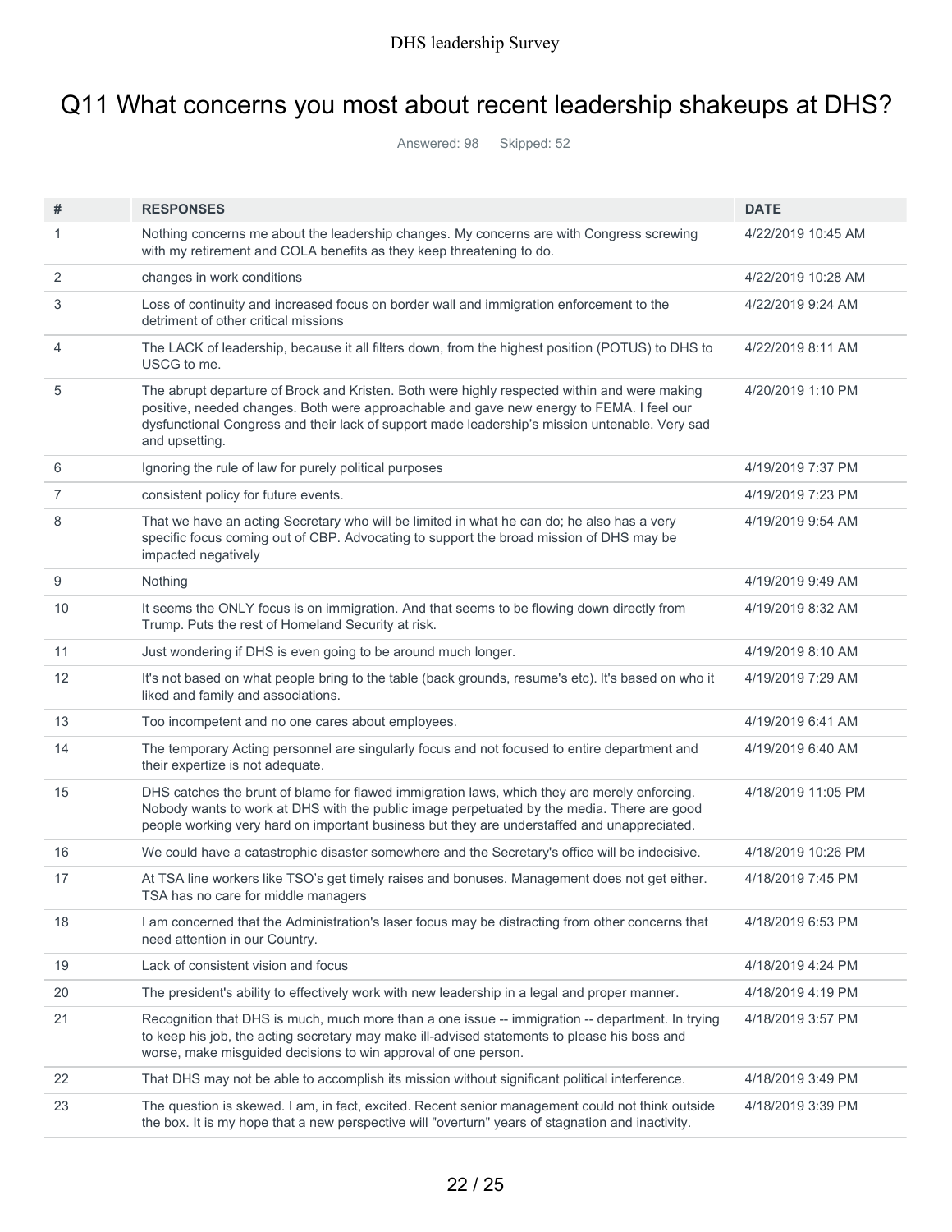# Q11 What concerns you most about recent leadership shakeups at DHS?

Answered: 98 Skipped: 52

| # | RESPONSES | DATE |
|---|---|---|
| 1 | Nothing concerns me about the leadership changes. My concerns are with Congress screwing with my retirement and COLA benefits as they keep threatening to do. | 4/22/2019 10:45 AM |
| 2 | changes in work conditions | 4/22/2019 10:28 AM |
| 3 | Loss of continuity and increased focus on border wall and immigration enforcement to the detriment of other critical missions | 4/22/2019 9:24 AM |
| 4 | The LACK of leadership, because it all filters down, from the highest position (POTUS) to DHS to USCG to me. | 4/22/2019 8:11 AM |
| 5 | The abrupt departure of Brock and Kristen. Both were highly respected within and were making positive, needed changes. Both were approachable and gave new energy to FEMA. I feel our dysfunctional Congress and their lack of support made leadership's mission untenable. Very sad and upsetting. | 4/20/2019 1:10 PM |
| 6 | Ignoring the rule of law for purely political purposes | 4/19/2019 7:37 PM |
| 7 | consistent policy for future events. | 4/19/2019 7:23 PM |
| 8 | That we have an acting Secretary who will be limited in what he can do; he also has a very specific focus coming out of CBP. Advocating to support the broad mission of DHS may be impacted negatively | 4/19/2019 9:54 AM |
| 9 | Nothing | 4/19/2019 9:49 AM |
| 10 | It seems the ONLY focus is on immigration. And that seems to be flowing down directly from Trump. Puts the rest of Homeland Security at risk. | 4/19/2019 8:32 AM |
| 11 | Just wondering if DHS is even going to be around much longer. | 4/19/2019 8:10 AM |
| 12 | It's not based on what people bring to the table (back grounds, resume's etc). It's based on who it liked and family and associations. | 4/19/2019 7:29 AM |
| 13 | Too incompetent and no one cares about employees. | 4/19/2019 6:41 AM |
| 14 | The temporary Acting personnel are singularly focus and not focused to entire department and their expertize is not adequate. | 4/19/2019 6:40 AM |
| 15 | DHS catches the brunt of blame for flawed immigration laws, which they are merely enforcing. Nobody wants to work at DHS with the public image perpetuated by the media. There are good people working very hard on important business but they are understaffed and unappreciated. | 4/18/2019 11:05 PM |
| 16 | We could have a catastrophic disaster somewhere and the Secretary's office will be indecisive. | 4/18/2019 10:26 PM |
| 17 | At TSA line workers like TSO's get timely raises and bonuses. Management does not get either. TSA has no care for middle managers | 4/18/2019 7:45 PM |
| 18 | I am concerned that the Administration's laser focus may be distracting from other concerns that need attention in our Country. | 4/18/2019 6:53 PM |
| 19 | Lack of consistent vision and focus | 4/18/2019 4:24 PM |
| 20 | The president's ability to effectively work with new leadership in a legal and proper manner. | 4/18/2019 4:19 PM |
| 21 | Recognition that DHS is much, much more than a one issue -- immigration -- department. In trying to keep his job, the acting secretary may make ill-advised statements to please his boss and worse, make misguided decisions to win approval of one person. | 4/18/2019 3:57 PM |
| 22 | That DHS may not be able to accomplish its mission without significant political interference. | 4/18/2019 3:49 PM |
| 23 | The question is skewed. I am, in fact, excited. Recent senior management could not think outside the box. It is my hope that a new perspective will "overturn" years of stagnation and inactivity. | 4/18/2019 3:39 PM |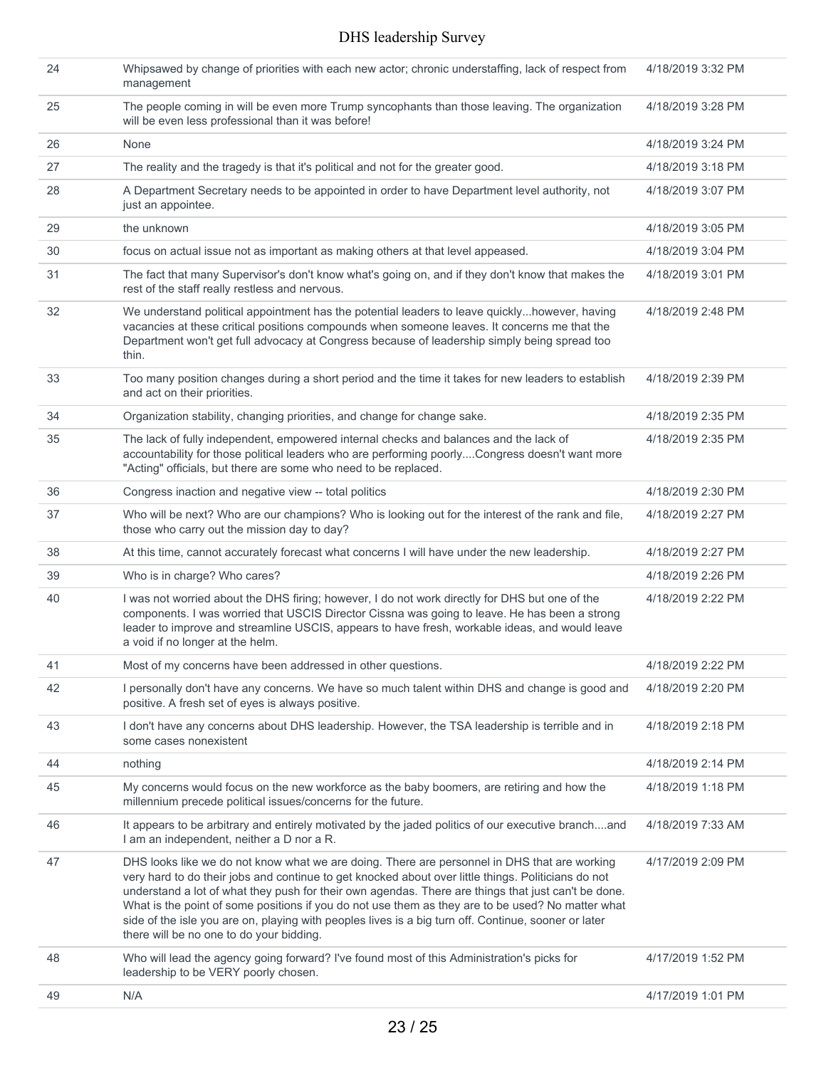| | | |
|---|---|---|
| 24 | Whipsawed by change of priorities with each new actor; chronic understaffing, lack of respect from management | 4/18/2019 3:32 PM |
| 25 | The people coming in will be even more Trump syncophants than those leaving. The organization will be even less professional than it was before! | 4/18/2019 3:28 PM |
| 26 | None | 4/18/2019 3:24 PM |
| 27 | The reality and the tragedy is that it's political and not for the greater good. | 4/18/2019 3:18 PM |
| 28 | A Department Secretary needs to be appointed in order to have Department level authority, not just an appointee. | 4/18/2019 3:07 PM |
| 29 | the unknown | 4/18/2019 3:05 PM |
| 30 | focus on actual issue not as important as making others at that level appeased. | 4/18/2019 3:04 PM |
| 31 | The fact that many Supervisor's don't know what's going on, and if they don't know that makes the rest of the staff really restless and nervous. | 4/18/2019 3:01 PM |
| 32 | We understand political appointment has the potential leaders to leave quickly...however, having vacancies at these critical positions compounds when someone leaves. It concerns me that the Department won't get full advocacy at Congress because of leadership simply being spread too thin. | 4/18/2019 2:48 PM |
| 33 | Too many position changes during a short period and the time it takes for new leaders to establish and act on their priorities. | 4/18/2019 2:39 PM |
| 34 | Organization stability, changing priorities, and change for change sake. | 4/18/2019 2:35 PM |
| 35 | The lack of fully independent, empowered internal checks and balances and the lack of accountability for those political leaders who are performing poorly....Congress doesn't want more "Acting" officials, but there are some who need to be replaced. | 4/18/2019 2:35 PM |
| 36 | Congress inaction and negative view -- total politics | 4/18/2019 2:30 PM |
| 37 | Who will be next? Who are our champions? Who is looking out for the interest of the rank and file, those who carry out the mission day to day? | 4/18/2019 2:27 PM |
| 38 | At this time, cannot accurately forecast what concerns I will have under the new leadership. | 4/18/2019 2:27 PM |
| 39 | Who is in charge? Who cares? | 4/18/2019 2:26 PM |
| 40 | I was not worried about the DHS firing; however, I do not work directly for DHS but one of the components. I was worried that USCIS Director Cissna was going to leave. He has been a strong leader to improve and streamline USCIS, appears to have fresh, workable ideas, and would leave a void if no longer at the helm. | 4/18/2019 2:22 PM |
| 41 | Most of my concerns have been addressed in other questions. | 4/18/2019 2:22 PM |
| 42 | I personally don't have any concerns. We have so much talent within DHS and change is good and positive. A fresh set of eyes is always positive. | 4/18/2019 2:20 PM |
| 43 | I don't have any concerns about DHS leadership. However, the TSA leadership is terrible and in some cases nonexistent | 4/18/2019 2:18 PM |
| 44 | nothing | 4/18/2019 2:14 PM |
| 45 | My concerns would focus on the new workforce as the baby boomers, are retiring and how the millennium precede political issues/concerns for the future. | 4/18/2019 1:18 PM |
| 46 | It appears to be arbitrary and entirely motivated by the jaded politics of our executive branch....and I am an independent, neither a D nor a R. | 4/18/2019 7:33 AM |
| 47 | DHS looks like we do not know what we are doing. There are personnel in DHS that are working very hard to do their jobs and continue to get knocked about over little things. Politicians do not understand a lot of what they push for their own agendas. There are things that just can't be done. What is the point of some positions if you do not use them as they are to be used? No matter what side of the isle you are on, playing with peoples lives is a big turn off. Continue, sooner or later there will be no one to do your bidding. | 4/17/2019 2:09 PM |
| 48 | Who will lead the agency going forward? I've found most of this Administration's picks for leadership to be VERY poorly chosen. | 4/17/2019 1:52 PM |
| 49 | N/A | 4/17/2019 1:01 PM |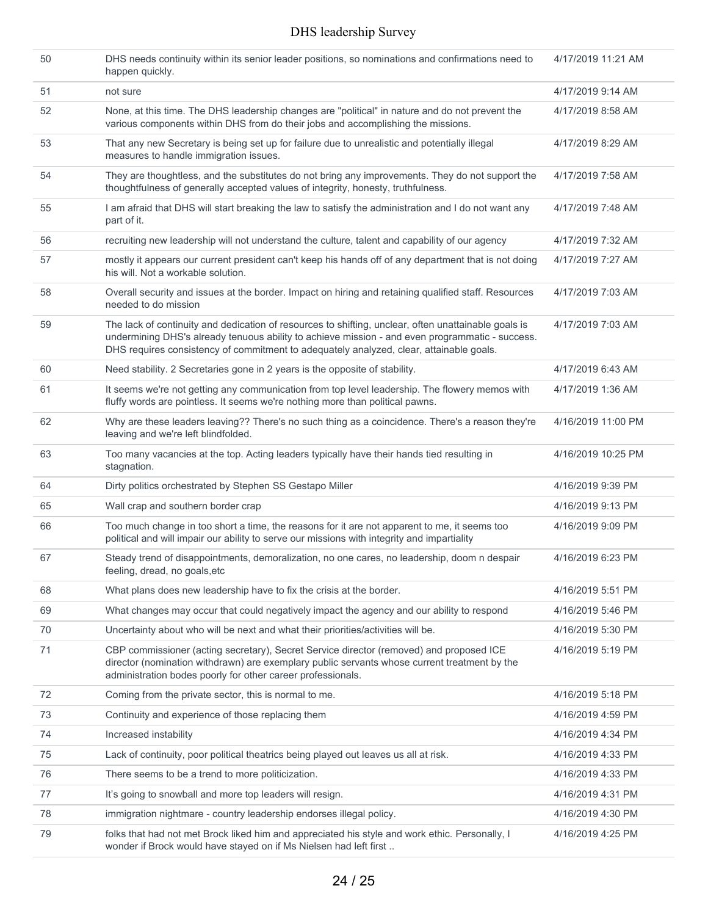| | | |
|---|---|---|
| 50 | DHS needs continuity within its senior leader positions, so nominations and confirmations need to happen quickly. | 4/17/2019 11:21 AM |
| 51 | not sure | 4/17/2019 9:14 AM |
| 52 | None, at this time. The DHS leadership changes are "political" in nature and do not prevent the various components within DHS from do their jobs and accomplishing the missions. | 4/17/2019 8:58 AM |
| 53 | That any new Secretary is being set up for failure due to unrealistic and potentially illegal measures to handle immigration issues. | 4/17/2019 8:29 AM |
| 54 | They are thoughtless, and the substitutes do not bring any improvements. They do not support the thoughtfulness of generally accepted values of integrity, honesty, truthfulness. | 4/17/2019 7:58 AM |
| 55 | I am afraid that DHS will start breaking the law to satisfy the administration and I do not want any part of it. | 4/17/2019 7:48 AM |
| 56 | recruiting new leadership will not understand the culture, talent and capability of our agency | 4/17/2019 7:32 AM |
| 57 | mostly it appears our current president can't keep his hands off of any department that is not doing his will. Not a workable solution. | 4/17/2019 7:27 AM |
| 58 | Overall security and issues at the border. Impact on hiring and retaining qualified staff. Resources needed to do mission | 4/17/2019 7:03 AM |
| 59 | The lack of continuity and dedication of resources to shifting, unclear, often unattainable goals is undermining DHS's already tenuous ability to achieve mission - and even programmatic - success. DHS requires consistency of commitment to adequately analyzed, clear, attainable goals. | 4/17/2019 7:03 AM |
| 60 | Need stability. 2 Secretaries gone in 2 years is the opposite of stability. | 4/17/2019 6:43 AM |
| 61 | It seems we're not getting any communication from top level leadership. The flowery memos with fluffy words are pointless. It seems we're nothing more than political pawns. | 4/17/2019 1:36 AM |
| 62 | Why are these leaders leaving?? There's no such thing as a coincidence. There's a reason they're leaving and we're left blindfolded. | 4/16/2019 11:00 PM |
| 63 | Too many vacancies at the top. Acting leaders typically have their hands tied resulting in stagnation. | 4/16/2019 10:25 PM |
| 64 | Dirty politics orchestrated by Stephen SS Gestapo Miller | 4/16/2019 9:39 PM |
| 65 | Wall crap and southern border crap | 4/16/2019 9:13 PM |
| 66 | Too much change in too short a time, the reasons for it are not apparent to me, it seems too political and will impair our ability to serve our missions with integrity and impartiality | 4/16/2019 9:09 PM |
| 67 | Steady trend of disappointments, demoralization, no one cares, no leadership, doom n despair feeling, dread, no goals,etc | 4/16/2019 6:23 PM |
| 68 | What plans does new leadership have to fix the crisis at the border. | 4/16/2019 5:51 PM |
| 69 | What changes may occur that could negatively impact the agency and our ability to respond | 4/16/2019 5:46 PM |
| 70 | Uncertainty about who will be next and what their priorities/activities will be. | 4/16/2019 5:30 PM |
| 71 | CBP commissioner (acting secretary), Secret Service director (removed) and proposed ICE director (nomination withdrawn) are exemplary public servants whose current treatment by the administration bodes poorly for other career professionals. | 4/16/2019 5:19 PM |
| 72 | Coming from the private sector, this is normal to me. | 4/16/2019 5:18 PM |
| 73 | Continuity and experience of those replacing them | 4/16/2019 4:59 PM |
| 74 | Increased instability | 4/16/2019 4:34 PM |
| 75 | Lack of continuity, poor political theatrics being played out leaves us all at risk. | 4/16/2019 4:33 PM |
| 76 | There seems to be a trend to more politicization. | 4/16/2019 4:33 PM |
| 77 | It's going to snowball and more top leaders will resign. | 4/16/2019 4:31 PM |
| 78 | immigration nightmare - country leadership endorses illegal policy. | 4/16/2019 4:30 PM |
| 79 | folks that had not met Brock liked him and appreciated his style and work ethic. Personally, I wonder if Brock would have stayed on if Ms Nielsen had left first .. | 4/16/2019 4:25 PM |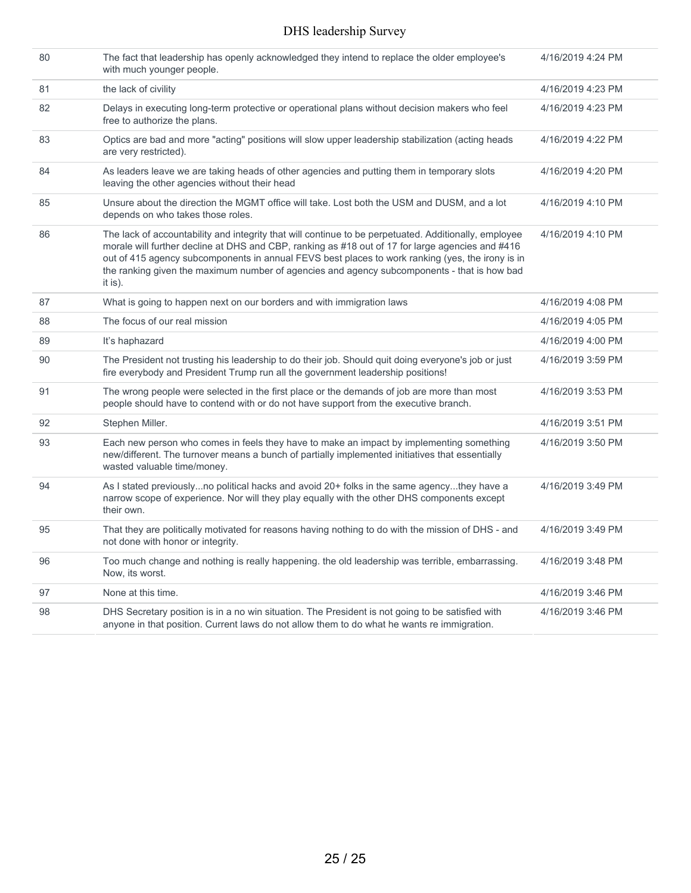| | | |
|---|---|---|
| 80 | The fact that leadership has openly acknowledged they intend to replace the older employee's with much younger people. | 4/16/2019 4:24 PM |
| 81 | the lack of civility | 4/16/2019 4:23 PM |
| 82 | Delays in executing long-term protective or operational plans without decision makers who feel free to authorize the plans. | 4/16/2019 4:23 PM |
| 83 | Optics are bad and more "acting" positions will slow upper leadership stabilization (acting heads are very restricted). | 4/16/2019 4:22 PM |
| 84 | As leaders leave we are taking heads of other agencies and putting them in temporary slots leaving the other agencies without their head | 4/16/2019 4:20 PM |
| 85 | Unsure about the direction the MGMT office will take. Lost both the USM and DUSM, and a lot depends on who takes those roles. | 4/16/2019 4:10 PM |
| 86 | The lack of accountability and integrity that will continue to be perpetuated. Additionally, employee morale will further decline at DHS and CBP, ranking as #18 out of 17 for large agencies and #416 out of 415 agency subcomponents in annual FEVS best places to work ranking (yes, the irony is in the ranking given the maximum number of agencies and agency subcomponents - that is how bad it is). | 4/16/2019 4:10 PM |
| 87 | What is going to happen next on our borders and with immigration laws | 4/16/2019 4:08 PM |
| 88 | The focus of our real mission | 4/16/2019 4:05 PM |
| 89 | It's haphazard | 4/16/2019 4:00 PM |
| 90 | The President not trusting his leadership to do their job. Should quit doing everyone's job or just fire everybody and President Trump run all the government leadership positions! | 4/16/2019 3:59 PM |
| 91 | The wrong people were selected in the first place or the demands of job are more than most people should have to contend with or do not have support from the executive branch. | 4/16/2019 3:53 PM |
| 92 | Stephen Miller. | 4/16/2019 3:51 PM |
| 93 | Each new person who comes in feels they have to make an impact by implementing something new/different. The turnover means a bunch of partially implemented initiatives that essentially wasted valuable time/money. | 4/16/2019 3:50 PM |
| 94 | As I stated previously...no political hacks and avoid 20+ folks in the same agency...they have a narrow scope of experience. Nor will they play equally with the other DHS components except their own. | 4/16/2019 3:49 PM |
| 95 | That they are politically motivated for reasons having nothing to do with the mission of DHS - and not done with honor or integrity. | 4/16/2019 3:49 PM |
| 96 | Too much change and nothing is really happening. the old leadership was terrible, embarrassing. Now, its worst. | 4/16/2019 3:48 PM |
| 97 | None at this time. | 4/16/2019 3:46 PM |
| 98 | DHS Secretary position is in a no win situation. The President is not going to be satisfied with anyone in that position. Current laws do not allow them to do what he wants re immigration. | 4/16/2019 3:46 PM |